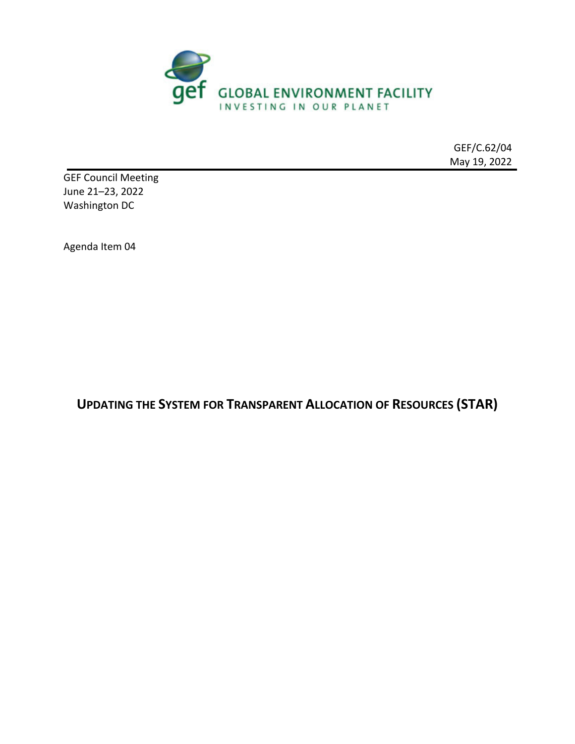GLOBAL ENVIRONMENT FACILITY
INVESTING IN OUR PLANET

GEF/C.62/04
May 19, 2022

GEF Council Meeting
June 21–23, 2022
Washington DC

Agenda Item 04

# UPDATING THE SYSTEM FOR TRANSPARENT ALLOCATION OF RESOURCES (STAR)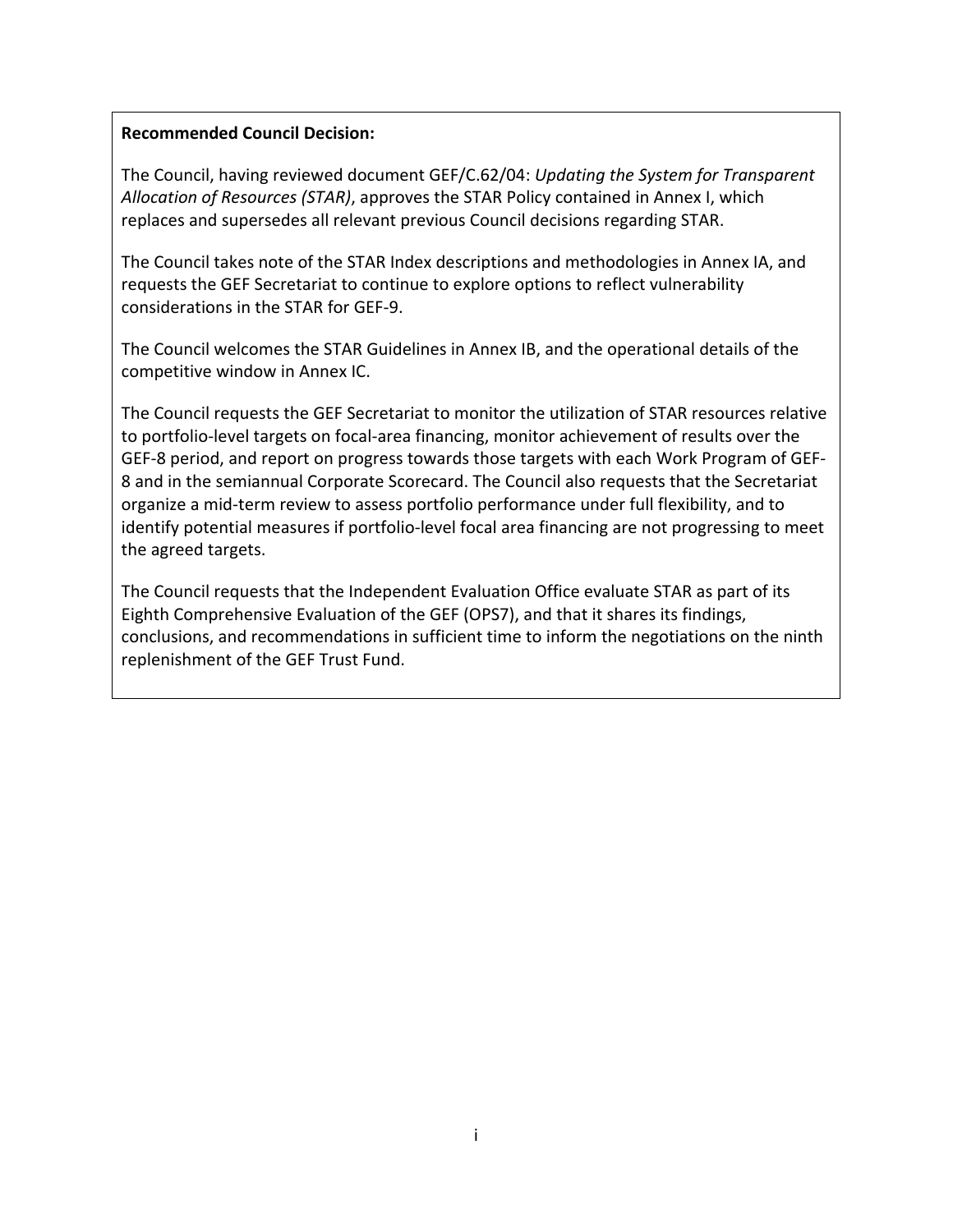**Recommended Council Decision:**

The Council, having reviewed document GEF/C.62/04: *Updating the System for Transparent Allocation of Resources (STAR)*, approves the STAR Policy contained in Annex I, which replaces and supersedes all relevant previous Council decisions regarding STAR.

The Council takes note of the STAR Index descriptions and methodologies in Annex IA, and requests the GEF Secretariat to continue to explore options to reflect vulnerability considerations in the STAR for GEF-9.

The Council welcomes the STAR Guidelines in Annex IB, and the operational details of the competitive window in Annex IC.

The Council requests the GEF Secretariat to monitor the utilization of STAR resources relative to portfolio-level targets on focal-area financing, monitor achievement of results over the GEF-8 period, and report on progress towards those targets with each Work Program of GEF-8 and in the semiannual Corporate Scorecard. The Council also requests that the Secretariat organize a mid-term review to assess portfolio performance under full flexibility, and to identify potential measures if portfolio-level focal area financing are not progressing to meet the agreed targets.

The Council requests that the Independent Evaluation Office evaluate STAR as part of its Eighth Comprehensive Evaluation of the GEF (OPS7), and that it shares its findings, conclusions, and recommendations in sufficient time to inform the negotiations on the ninth replenishment of the GEF Trust Fund.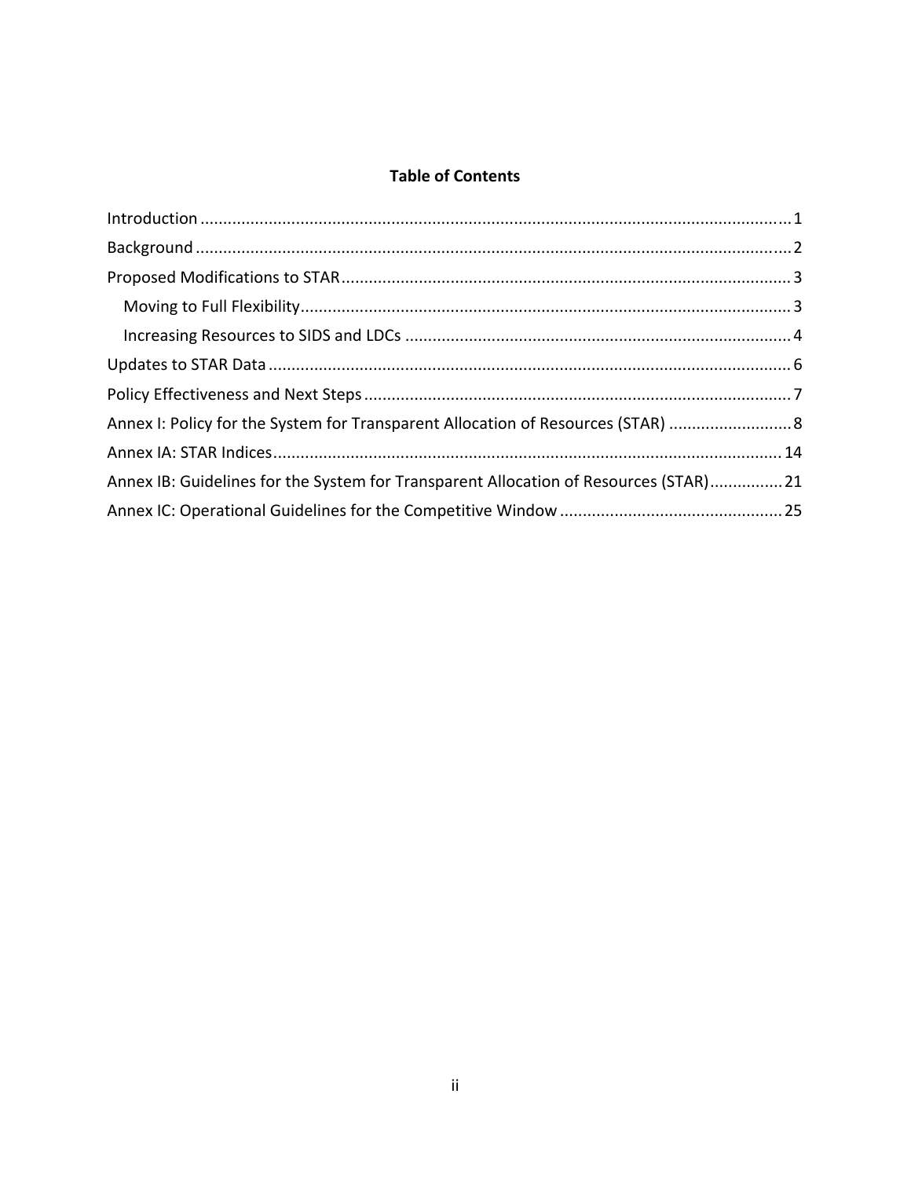**Table of Contents**

Introduction ....... 1

Background ....... 2

Proposed Modifications to STAR ....... 3

- Moving to Full Flexibility ....... 3
- Increasing Resources to SIDS and LDCs ....... 4

Updates to STAR Data ....... 6

Policy Effectiveness and Next Steps ....... 7

Annex I: Policy for the System for Transparent Allocation of Resources (STAR) ....... 8

Annex IA: STAR Indices ....... 14

Annex IB: Guidelines for the System for Transparent Allocation of Resources (STAR) ....... 21

Annex IC: Operational Guidelines for the Competitive Window ....... 25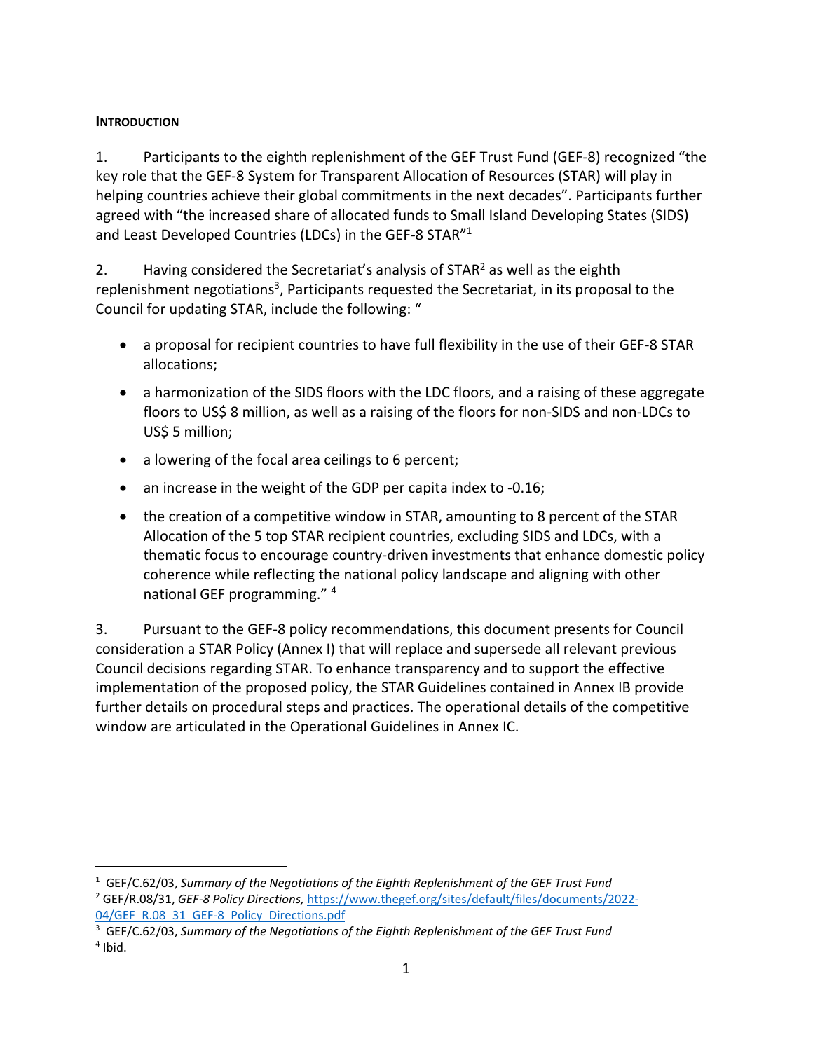### INTRODUCTION

1. Participants to the eighth replenishment of the GEF Trust Fund (GEF-8) recognized "the key role that the GEF-8 System for Transparent Allocation of Resources (STAR) will play in helping countries achieve their global commitments in the next decades". Participants further agreed with "the increased share of allocated funds to Small Island Developing States (SIDS) and Least Developed Countries (LDCs) in the GEF-8 STAR"[1]

2. Having considered the Secretariat's analysis of STAR[2] as well as the eighth replenishment negotiations[3], Participants requested the Secretariat, in its proposal to the Council for updating STAR, include the following: "

- a proposal for recipient countries to have full flexibility in the use of their GEF-8 STAR allocations;
- a harmonization of the SIDS floors with the LDC floors, and a raising of these aggregate floors to US$ 8 million, as well as a raising of the floors for non-SIDS and non-LDCs to US$ 5 million;
- a lowering of the focal area ceilings to 6 percent;
- an increase in the weight of the GDP per capita index to -0.16;
- the creation of a competitive window in STAR, amounting to 8 percent of the STAR Allocation of the 5 top STAR recipient countries, excluding SIDS and LDCs, with a thematic focus to encourage country-driven investments that enhance domestic policy coherence while reflecting the national policy landscape and aligning with other national GEF programming." [4]

3. Pursuant to the GEF-8 policy recommendations, this document presents for Council consideration a STAR Policy (Annex I) that will replace and supersede all relevant previous Council decisions regarding STAR. To enhance transparency and to support the effective implementation of the proposed policy, the STAR Guidelines contained in Annex IB provide further details on procedural steps and practices. The operational details of the competitive window are articulated in the Operational Guidelines in Annex IC.

---

[1] GEF/C.62/03, *Summary of the Negotiations of the Eighth Replenishment of the GEF Trust Fund*

[2] GEF/R.08/31, *GEF-8 Policy Directions,* https://www.thegef.org/sites/default/files/documents/2022-04/GEF_R.08_31_GEF-8_Policy_Directions.pdf

[3] GEF/C.62/03, *Summary of the Negotiations of the Eighth Replenishment of the GEF Trust Fund*

[4] Ibid.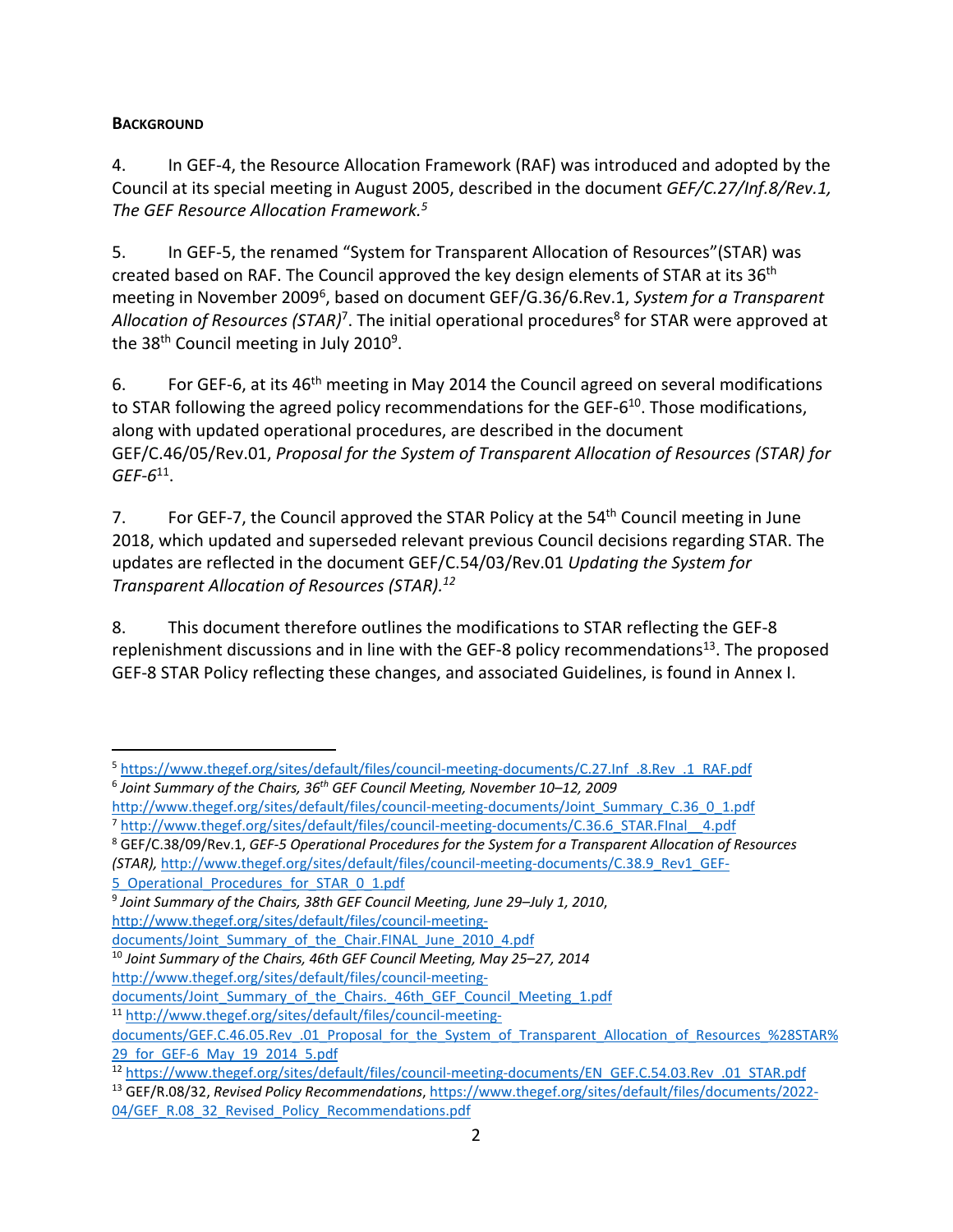**BACKGROUND**

4. In GEF-4, the Resource Allocation Framework (RAF) was introduced and adopted by the Council at its special meeting in August 2005, described in the document *GEF/C.27/Inf.8/Rev.1, The GEF Resource Allocation Framework.*[5]

5. In GEF-5, the renamed "System for Transparent Allocation of Resources"(STAR) was created based on RAF. The Council approved the key design elements of STAR at its 36th meeting in November 2009[6], based on document GEF/G.36/6.Rev.1, *System for a Transparent Allocation of Resources (STAR)*[7]. The initial operational procedures[8] for STAR were approved at the 38th Council meeting in July 2010[9].

6. For GEF-6, at its 46th meeting in May 2014 the Council agreed on several modifications to STAR following the agreed policy recommendations for the GEF-6[10]. Those modifications, along with updated operational procedures, are described in the document GEF/C.46/05/Rev.01, *Proposal for the System of Transparent Allocation of Resources (STAR) for GEF-6*[11].

7. For GEF-7, the Council approved the STAR Policy at the 54th Council meeting in June 2018, which updated and superseded relevant previous Council decisions regarding STAR. The updates are reflected in the document GEF/C.54/03/Rev.01 *Updating the System for Transparent Allocation of Resources (STAR).*[12]

8. This document therefore outlines the modifications to STAR reflecting the GEF-8 replenishment discussions and in line with the GEF-8 policy recommendations[13]. The proposed GEF-8 STAR Policy reflecting these changes, and associated Guidelines, is found in Annex I.

---

[5] https://www.thegef.org/sites/default/files/council-meeting-documents/C.27.Inf_.8.Rev_.1_RAF.pdf

[6] *Joint Summary of the Chairs, 36th GEF Council Meeting, November 10–12, 2009* http://www.thegef.org/sites/default/files/council-meeting-documents/Joint_Summary_C.36_0_1.pdf

[7] http://www.thegef.org/sites/default/files/council-meeting-documents/C.36.6_STAR.FInal__4.pdf

[8] GEF/C.38/09/Rev.1, *GEF-5 Operational Procedures for the System for a Transparent Allocation of Resources (STAR),* http://www.thegef.org/sites/default/files/council-meeting-documents/C.38.9_Rev1_GEF-5_Operational_Procedures_for_STAR_0_1.pdf

[9] *Joint Summary of the Chairs, 38th GEF Council Meeting, June 29–July 1, 2010*, http://www.thegef.org/sites/default/files/council-meeting-documents/Joint_Summary_of_the_Chair.FINAL_June_2010_4.pdf

[10] *Joint Summary of the Chairs, 46th GEF Council Meeting, May 25–27, 2014* http://www.thegef.org/sites/default/files/council-meeting-documents/Joint_Summary_of_the_Chairs._46th_GEF_Council_Meeting_1.pdf

[11] http://www.thegef.org/sites/default/files/council-meeting-documents/GEF.C.46.05.Rev_.01_Proposal_for_the_System_of_Transparent_Allocation_of_Resources_%28STAR%29_for_GEF-6_May_19_2014_5.pdf

[12] https://www.thegef.org/sites/default/files/council-meeting-documents/EN_GEF.C.54.03.Rev_.01_STAR.pdf

[13] GEF/R.08/32, *Revised Policy Recommendations*, https://www.thegef.org/sites/default/files/documents/2022-04/GEF_R.08_32_Revised_Policy_Recommendations.pdf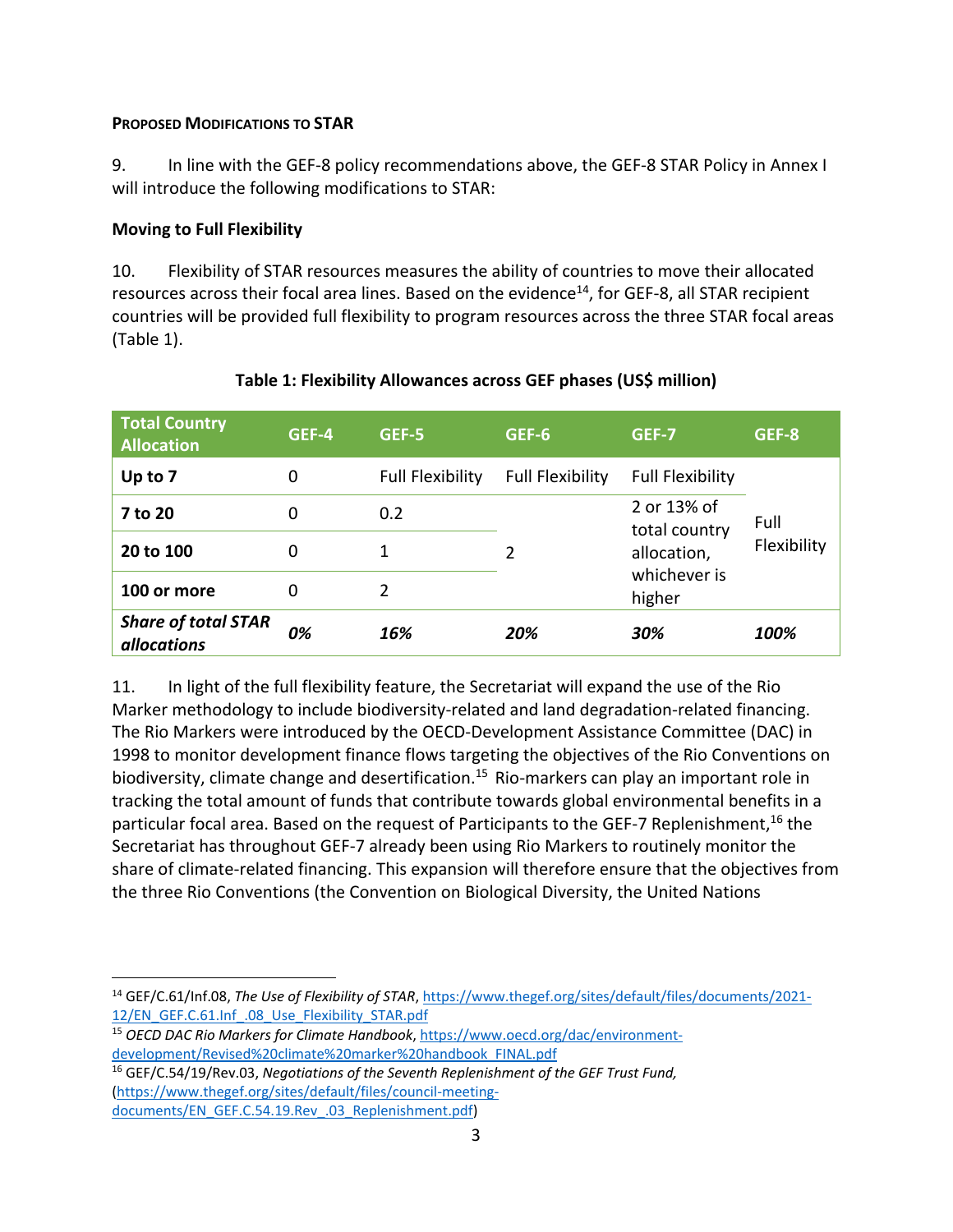**PROPOSED MODIFICATIONS TO STAR**

9. In line with the GEF-8 policy recommendations above, the GEF-8 STAR Policy in Annex I will introduce the following modifications to STAR:

**Moving to Full Flexibility**

10. Flexibility of STAR resources measures the ability of countries to move their allocated resources across their focal area lines. Based on the evidence[14], for GEF-8, all STAR recipient countries will be provided full flexibility to program resources across the three STAR focal areas (Table 1).

**Table 1: Flexibility Allowances across GEF phases (US$ million)**

| Total Country Allocation | GEF-4 | GEF-5 | GEF-6 | GEF-7 | GEF-8 |
|---|---|---|---|---|---|
| **Up to 7** | 0 | Full Flexibility | Full Flexibility | Full Flexibility | Full Flexibility |
| **7 to 20** | 0 | 0.2 | 2 | 2 or 13% of total country allocation, whichever is higher | |
| **20 to 100** | 0 | 1 | | | |
| **100 or more** | 0 | 2 | | | |
| ***Share of total STAR allocations*** | ***0%*** | ***16%*** | ***20%*** | ***30%*** | ***100%*** |

11. In light of the full flexibility feature, the Secretariat will expand the use of the Rio Marker methodology to include biodiversity-related and land degradation-related financing. The Rio Markers were introduced by the OECD-Development Assistance Committee (DAC) in 1998 to monitor development finance flows targeting the objectives of the Rio Conventions on biodiversity, climate change and desertification.[15] Rio-markers can play an important role in tracking the total amount of funds that contribute towards global environmental benefits in a particular focal area. Based on the request of Participants to the GEF-7 Replenishment,[16] the Secretariat has throughout GEF-7 already been using Rio Markers to routinely monitor the share of climate-related financing. This expansion will therefore ensure that the objectives from the three Rio Conventions (the Convention on Biological Diversity, the United Nations

---

[14] GEF/C.61/Inf.08, *The Use of Flexibility of STAR*, https://www.thegef.org/sites/default/files/documents/2021-12/EN_GEF.C.61.Inf_.08_Use_Flexibility_STAR.pdf

[15] *OECD DAC Rio Markers for Climate Handbook*, https://www.oecd.org/dac/environment-development/Revised%20climate%20marker%20handbook_FINAL.pdf

[16] GEF/C.54/19/Rev.03, *Negotiations of the Seventh Replenishment of the GEF Trust Fund,* (https://www.thegef.org/sites/default/files/council-meeting-documents/EN_GEF.C.54.19.Rev_.03_Replenishment.pdf)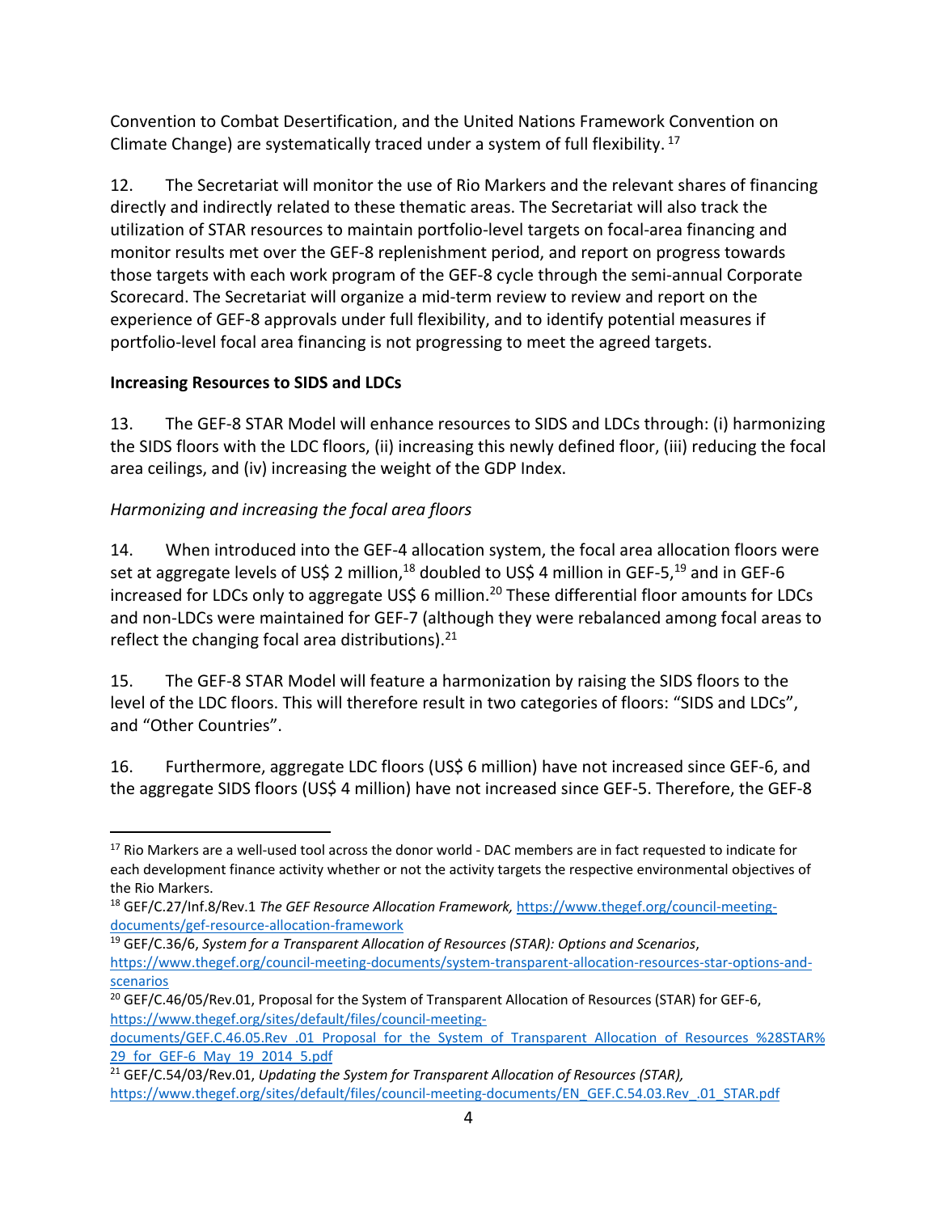Convention to Combat Desertification, and the United Nations Framework Convention on Climate Change) are systematically traced under a system of full flexibility. [17]

12. The Secretariat will monitor the use of Rio Markers and the relevant shares of financing directly and indirectly related to these thematic areas. The Secretariat will also track the utilization of STAR resources to maintain portfolio-level targets on focal-area financing and monitor results met over the GEF-8 replenishment period, and report on progress towards those targets with each work program of the GEF-8 cycle through the semi-annual Corporate Scorecard. The Secretariat will organize a mid-term review to review and report on the experience of GEF-8 approvals under full flexibility, and to identify potential measures if portfolio-level focal area financing is not progressing to meet the agreed targets.

**Increasing Resources to SIDS and LDCs**

13. The GEF-8 STAR Model will enhance resources to SIDS and LDCs through: (i) harmonizing the SIDS floors with the LDC floors, (ii) increasing this newly defined floor, (iii) reducing the focal area ceilings, and (iv) increasing the weight of the GDP Index.

*Harmonizing and increasing the focal area floors*

14. When introduced into the GEF-4 allocation system, the focal area allocation floors were set at aggregate levels of US$ 2 million,[18] doubled to US$ 4 million in GEF-5,[19] and in GEF-6 increased for LDCs only to aggregate US$ 6 million.[20] These differential floor amounts for LDCs and non-LDCs were maintained for GEF-7 (although they were rebalanced among focal areas to reflect the changing focal area distributions).[21]

15. The GEF-8 STAR Model will feature a harmonization by raising the SIDS floors to the level of the LDC floors. This will therefore result in two categories of floors: "SIDS and LDCs", and "Other Countries".

16. Furthermore, aggregate LDC floors (US$ 6 million) have not increased since GEF-6, and the aggregate SIDS floors (US$ 4 million) have not increased since GEF-5. Therefore, the GEF-8

---

[17] Rio Markers are a well-used tool across the donor world - DAC members are in fact requested to indicate for each development finance activity whether or not the activity targets the respective environmental objectives of the Rio Markers.

[18] GEF/C.27/Inf.8/Rev.1 *The GEF Resource Allocation Framework,* https://www.thegef.org/council-meeting-documents/gef-resource-allocation-framework

[19] GEF/C.36/6, *System for a Transparent Allocation of Resources (STAR): Options and Scenarios*, https://www.thegef.org/council-meeting-documents/system-transparent-allocation-resources-star-options-and-scenarios

[20] GEF/C.46/05/Rev.01, Proposal for the System of Transparent Allocation of Resources (STAR) for GEF-6, https://www.thegef.org/sites/default/files/council-meeting-documents/GEF.C.46.05.Rev_.01_Proposal_for_the_System_of_Transparent_Allocation_of_Resources_%28STAR%29_for_GEF-6_May_19_2014_5.pdf

[21] GEF/C.54/03/Rev.01, *Updating the System for Transparent Allocation of Resources (STAR),* https://www.thegef.org/sites/default/files/council-meeting-documents/EN_GEF.C.54.03.Rev_.01_STAR.pdf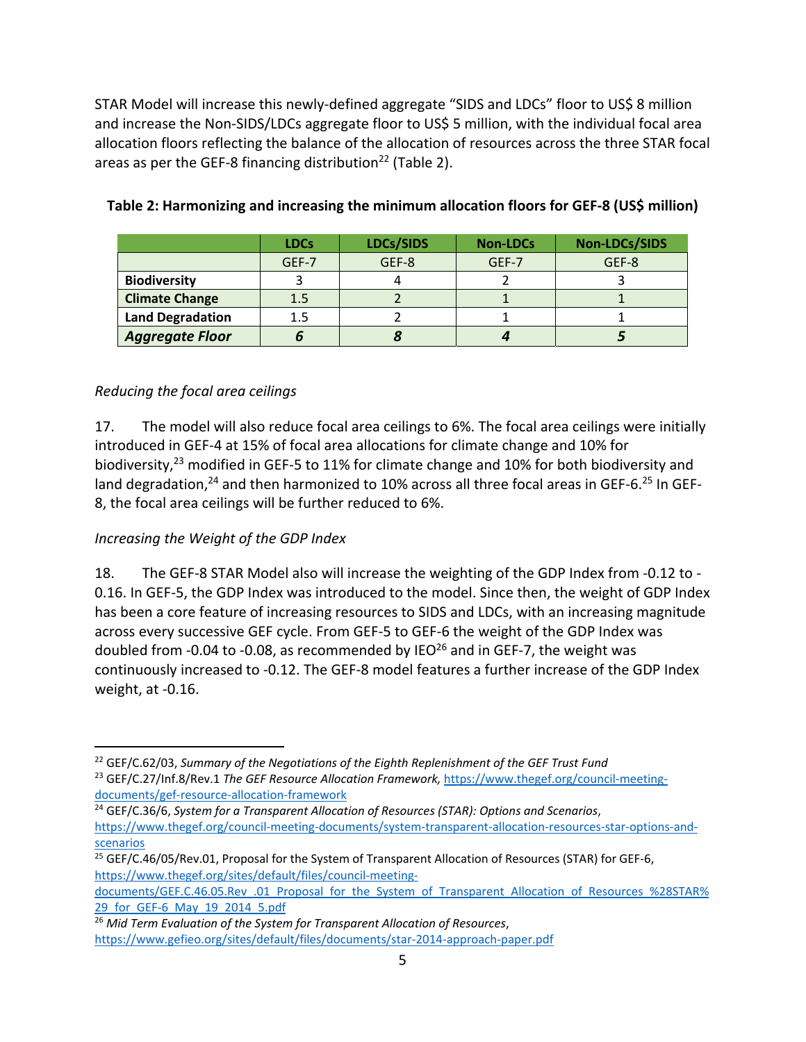STAR Model will increase this newly-defined aggregate "SIDS and LDCs" floor to US$ 8 million and increase the Non-SIDS/LDCs aggregate floor to US$ 5 million, with the individual focal area allocation floors reflecting the balance of the allocation of resources across the three STAR focal areas as per the GEF-8 financing distribution[22] (Table 2).

**Table 2: Harmonizing and increasing the minimum allocation floors for GEF-8 (US$ million)**

| | LDCs | LDCs/SIDS | Non-LDCs | Non-LDCs/SIDS |
|---|---|---|---|---|
| | GEF-7 | GEF-8 | GEF-7 | GEF-8 |
| **Biodiversity** | 3 | 4 | 2 | 3 |
| **Climate Change** | 1.5 | 2 | 1 | 1 |
| **Land Degradation** | 1.5 | 2 | 1 | 1 |
| ***Aggregate Floor*** | ***6*** | ***8*** | ***4*** | ***5*** |

*Reducing the focal area ceilings*

17. The model will also reduce focal area ceilings to 6%. The focal area ceilings were initially introduced in GEF-4 at 15% of focal area allocations for climate change and 10% for biodiversity,[23] modified in GEF-5 to 11% for climate change and 10% for both biodiversity and land degradation,[24] and then harmonized to 10% across all three focal areas in GEF-6.[25] In GEF-8, the focal area ceilings will be further reduced to 6%.

*Increasing the Weight of the GDP Index*

18. The GEF-8 STAR Model also will increase the weighting of the GDP Index from -0.12 to -0.16. In GEF-5, the GDP Index was introduced to the model. Since then, the weight of GDP Index has been a core feature of increasing resources to SIDS and LDCs, with an increasing magnitude across every successive GEF cycle. From GEF-5 to GEF-6 the weight of the GDP Index was doubled from -0.04 to -0.08, as recommended by IEO[26] and in GEF-7, the weight was continuously increased to -0.12. The GEF-8 model features a further increase of the GDP Index weight, at -0.16.

---

[22] GEF/C.62/03, *Summary of the Negotiations of the Eighth Replenishment of the GEF Trust Fund*

[23] GEF/C.27/Inf.8/Rev.1 *The GEF Resource Allocation Framework,* https://www.thegef.org/council-meeting-documents/gef-resource-allocation-framework

[24] GEF/C.36/6, *System for a Transparent Allocation of Resources (STAR): Options and Scenarios*, https://www.thegef.org/council-meeting-documents/system-transparent-allocation-resources-star-options-and-scenarios

[25] GEF/C.46/05/Rev.01, Proposal for the System of Transparent Allocation of Resources (STAR) for GEF-6, https://www.thegef.org/sites/default/files/council-meeting-documents/GEF.C.46.05.Rev_.01_Proposal_for_the_System_of_Transparent_Allocation_of_Resources_%28STAR%29_for_GEF-6_May_19_2014_5.pdf

[26] *Mid Term Evaluation of the System for Transparent Allocation of Resources*, https://www.gefieo.org/sites/default/files/documents/star-2014-approach-paper.pdf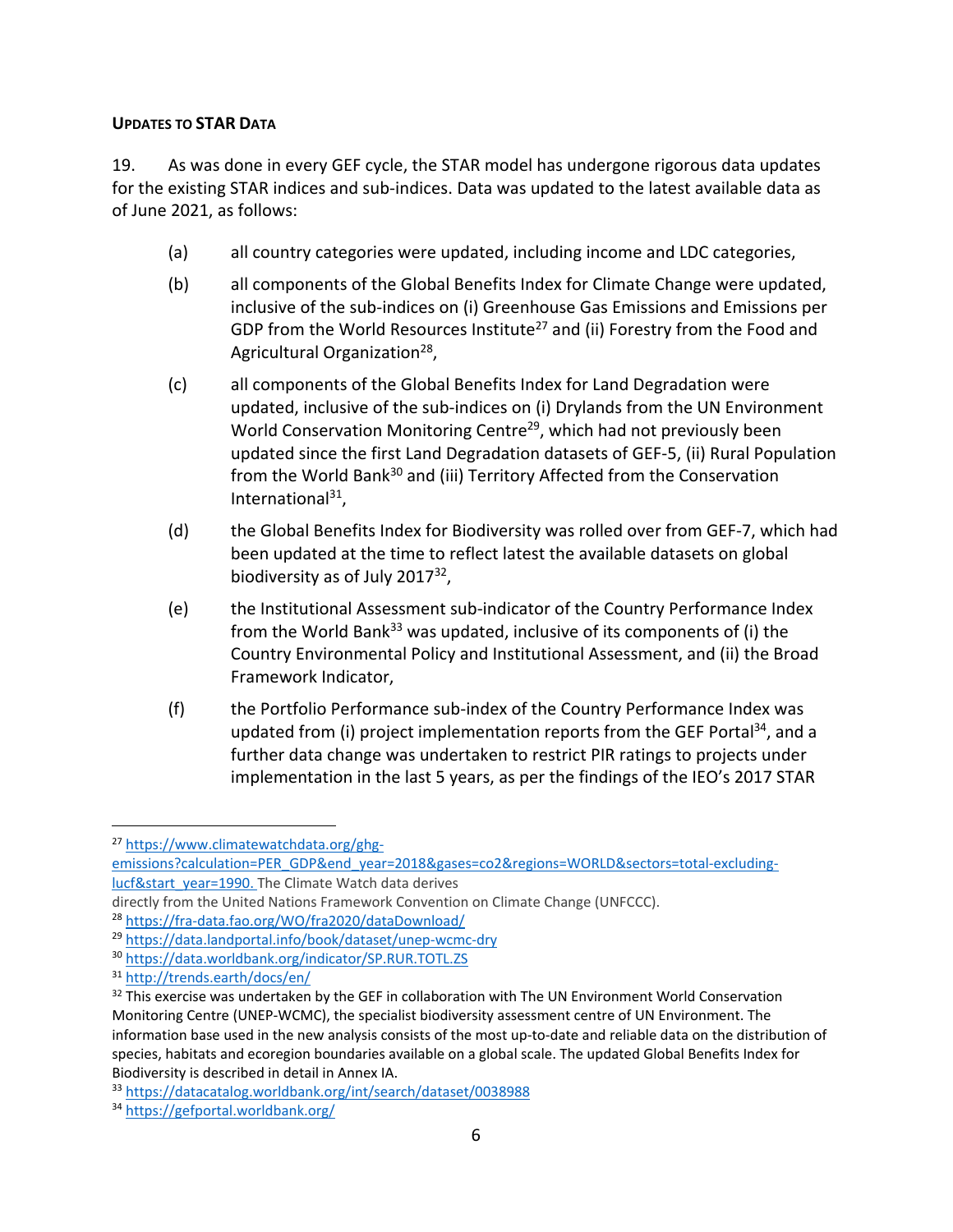**UPDATES TO STAR DATA**

19. As was done in every GEF cycle, the STAR model has undergone rigorous data updates for the existing STAR indices and sub-indices. Data was updated to the latest available data as of June 2021, as follows:

(a) all country categories were updated, including income and LDC categories,

(b) all components of the Global Benefits Index for Climate Change were updated, inclusive of the sub-indices on (i) Greenhouse Gas Emissions and Emissions per GDP from the World Resources Institute[27] and (ii) Forestry from the Food and Agricultural Organization[28],

(c) all components of the Global Benefits Index for Land Degradation were updated, inclusive of the sub-indices on (i) Drylands from the UN Environment World Conservation Monitoring Centre[29], which had not previously been updated since the first Land Degradation datasets of GEF-5, (ii) Rural Population from the World Bank[30] and (iii) Territory Affected from the Conservation International[31],

(d) the Global Benefits Index for Biodiversity was rolled over from GEF-7, which had been updated at the time to reflect latest the available datasets on global biodiversity as of July 2017[32],

(e) the Institutional Assessment sub-indicator of the Country Performance Index from the World Bank[33] was updated, inclusive of its components of (i) the Country Environmental Policy and Institutional Assessment, and (ii) the Broad Framework Indicator,

(f) the Portfolio Performance sub-index of the Country Performance Index was updated from (i) project implementation reports from the GEF Portal[34], and a further data change was undertaken to restrict PIR ratings to projects under implementation in the last 5 years, as per the findings of the IEO's 2017 STAR

---

[27] https://www.climatewatchdata.org/ghg-emissions?calculation=PER_GDP&end_year=2018&gases=co2&regions=WORLD&sectors=total-excluding-lucf&start_year=1990. The Climate Watch data derives directly from the United Nations Framework Convention on Climate Change (UNFCCC).

[28] https://fra-data.fao.org/WO/fra2020/dataDownload/

[29] https://data.landportal.info/book/dataset/unep-wcmc-dry

[30] https://data.worldbank.org/indicator/SP.RUR.TOTL.ZS

[31] http://trends.earth/docs/en/

[32] This exercise was undertaken by the GEF in collaboration with The UN Environment World Conservation Monitoring Centre (UNEP-WCMC), the specialist biodiversity assessment centre of UN Environment. The information base used in the new analysis consists of the most up-to-date and reliable data on the distribution of species, habitats and ecoregion boundaries available on a global scale. The updated Global Benefits Index for Biodiversity is described in detail in Annex IA.

[33] https://datacatalog.worldbank.org/int/search/dataset/0038988

[34] https://gefportal.worldbank.org/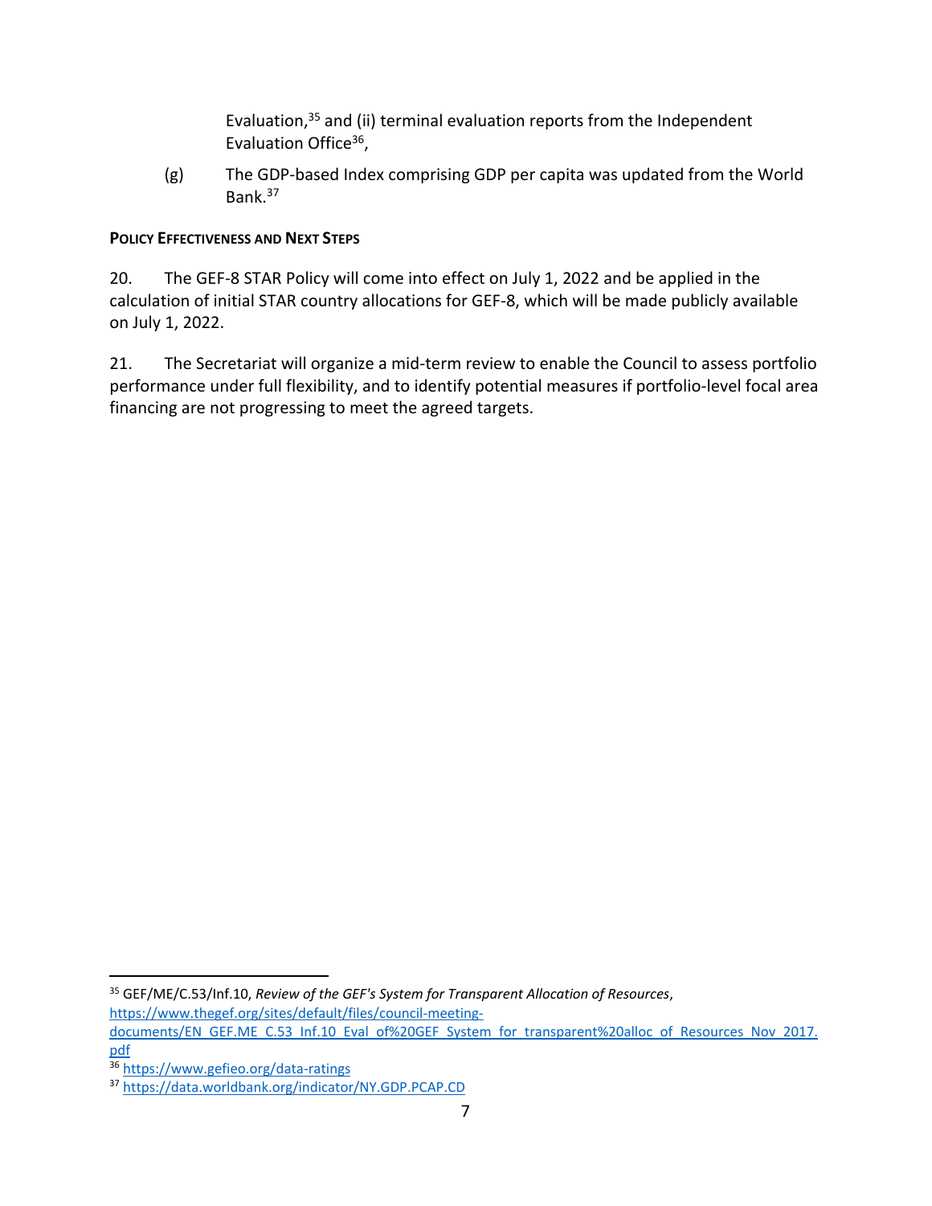Evaluation,[35] and (ii) terminal evaluation reports from the Independent Evaluation Office[36],

(g) The GDP-based Index comprising GDP per capita was updated from the World Bank.[37]

**POLICY EFFECTIVENESS AND NEXT STEPS**

20. The GEF-8 STAR Policy will come into effect on July 1, 2022 and be applied in the calculation of initial STAR country allocations for GEF-8, which will be made publicly available on July 1, 2022.

21. The Secretariat will organize a mid-term review to enable the Council to assess portfolio performance under full flexibility, and to identify potential measures if portfolio-level focal area financing are not progressing to meet the agreed targets.

---

[35] GEF/ME/C.53/Inf.10, *Review of the GEF's System for Transparent Allocation of Resources*, https://www.thegef.org/sites/default/files/council-meeting-documents/EN_GEF.ME_C.53_Inf.10_Eval_of%20GEF_System_for_transparent%20alloc_of_Resources_Nov_2017.pdf

[36] https://www.gefieo.org/data-ratings

[37] https://data.worldbank.org/indicator/NY.GDP.PCAP.CD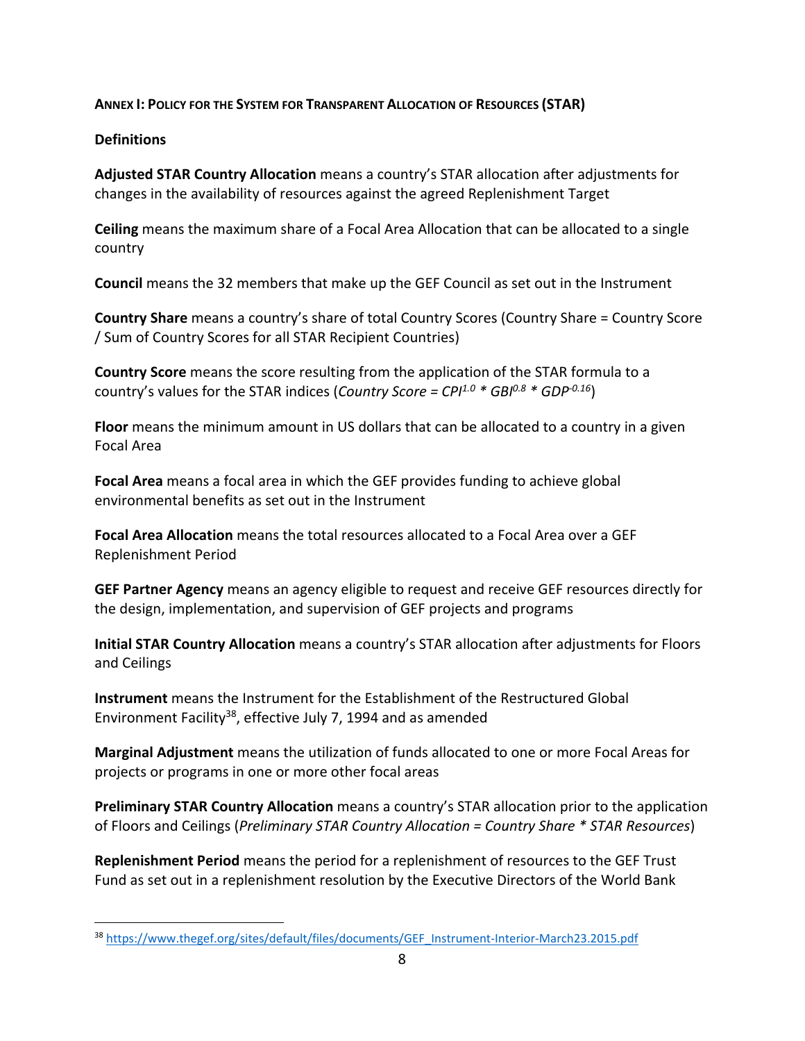**ANNEX I: POLICY FOR THE SYSTEM FOR TRANSPARENT ALLOCATION OF RESOURCES (STAR)**

**Definitions**

**Adjusted STAR Country Allocation** means a country's STAR allocation after adjustments for changes in the availability of resources against the agreed Replenishment Target

**Ceiling** means the maximum share of a Focal Area Allocation that can be allocated to a single country

**Council** means the 32 members that make up the GEF Council as set out in the Instrument

**Country Share** means a country's share of total Country Scores (Country Share = Country Score / Sum of Country Scores for all STAR Recipient Countries)

**Country Score** means the score resulting from the application of the STAR formula to a country's values for the STAR indices (*Country Score =* $CPI^{1.0} * GBI^{0.8} * GDP^{-0.16}$)

**Floor** means the minimum amount in US dollars that can be allocated to a country in a given Focal Area

**Focal Area** means a focal area in which the GEF provides funding to achieve global environmental benefits as set out in the Instrument

**Focal Area Allocation** means the total resources allocated to a Focal Area over a GEF Replenishment Period

**GEF Partner Agency** means an agency eligible to request and receive GEF resources directly for the design, implementation, and supervision of GEF projects and programs

**Initial STAR Country Allocation** means a country's STAR allocation after adjustments for Floors and Ceilings

**Instrument** means the Instrument for the Establishment of the Restructured Global Environment Facility[38], effective July 7, 1994 and as amended

**Marginal Adjustment** means the utilization of funds allocated to one or more Focal Areas for projects or programs in one or more other focal areas

**Preliminary STAR Country Allocation** means a country's STAR allocation prior to the application of Floors and Ceilings (*Preliminary STAR Country Allocation = Country Share * STAR Resources*)

**Replenishment Period** means the period for a replenishment of resources to the GEF Trust Fund as set out in a replenishment resolution by the Executive Directors of the World Bank

[38] https://www.thegef.org/sites/default/files/documents/GEF_Instrument-Interior-March23.2015.pdf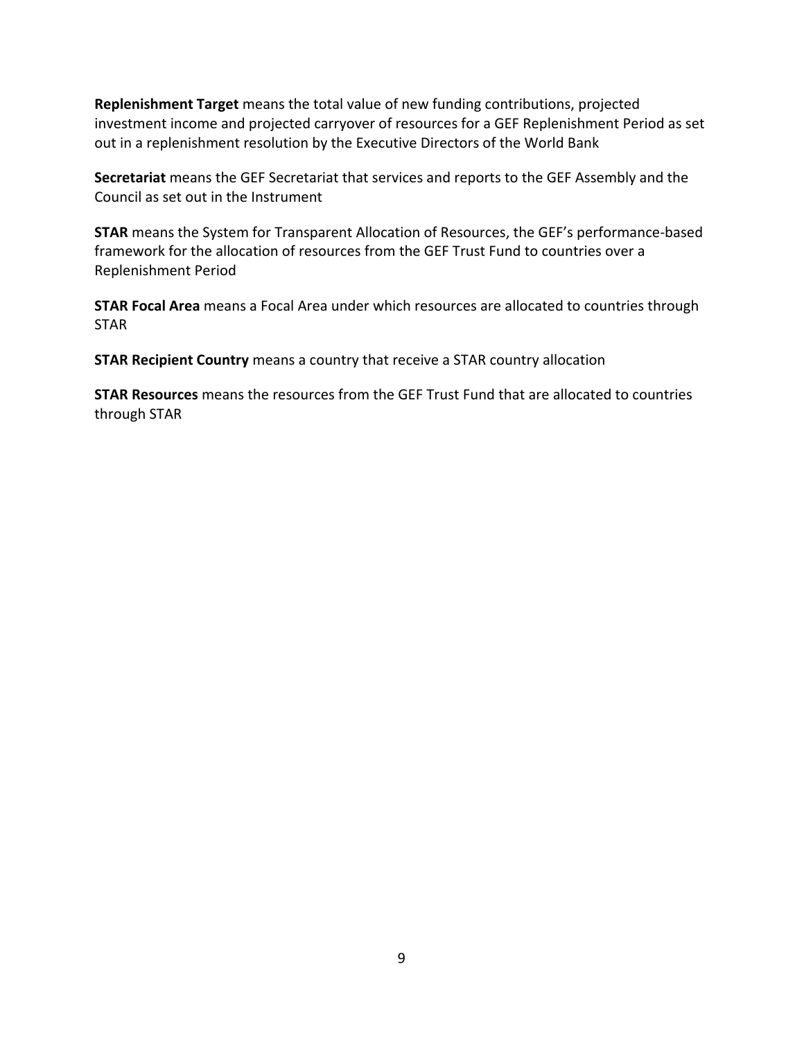**Replenishment Target** means the total value of new funding contributions, projected investment income and projected carryover of resources for a GEF Replenishment Period as set out in a replenishment resolution by the Executive Directors of the World Bank

**Secretariat** means the GEF Secretariat that services and reports to the GEF Assembly and the Council as set out in the Instrument

**STAR** means the System for Transparent Allocation of Resources, the GEF's performance-based framework for the allocation of resources from the GEF Trust Fund to countries over a Replenishment Period

**STAR Focal Area** means a Focal Area under which resources are allocated to countries through STAR

**STAR Recipient Country** means a country that receive a STAR country allocation

**STAR Resources** means the resources from the GEF Trust Fund that are allocated to countries through STAR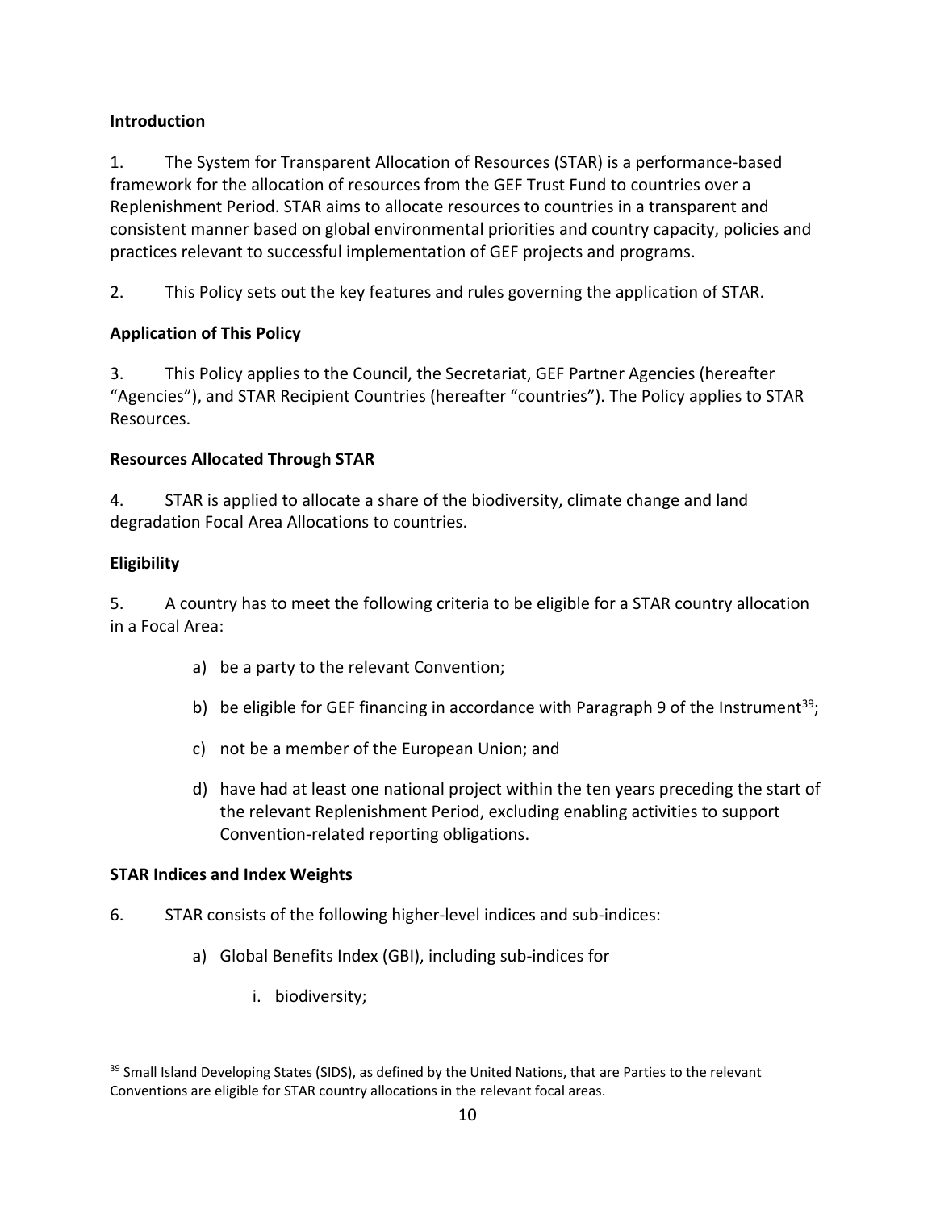**Introduction**

1. The System for Transparent Allocation of Resources (STAR) is a performance-based framework for the allocation of resources from the GEF Trust Fund to countries over a Replenishment Period. STAR aims to allocate resources to countries in a transparent and consistent manner based on global environmental priorities and country capacity, policies and practices relevant to successful implementation of GEF projects and programs.

2. This Policy sets out the key features and rules governing the application of STAR.

**Application of This Policy**

3. This Policy applies to the Council, the Secretariat, GEF Partner Agencies (hereafter "Agencies"), and STAR Recipient Countries (hereafter "countries"). The Policy applies to STAR Resources.

**Resources Allocated Through STAR**

4. STAR is applied to allocate a share of the biodiversity, climate change and land degradation Focal Area Allocations to countries.

**Eligibility**

5. A country has to meet the following criteria to be eligible for a STAR country allocation in a Focal Area:

a) be a party to the relevant Convention;

b) be eligible for GEF financing in accordance with Paragraph 9 of the Instrument[39];

c) not be a member of the European Union; and

d) have had at least one national project within the ten years preceding the start of the relevant Replenishment Period, excluding enabling activities to support Convention-related reporting obligations.

**STAR Indices and Index Weights**

6. STAR consists of the following higher-level indices and sub-indices:

a) Global Benefits Index (GBI), including sub-indices for

i. biodiversity;

[39] Small Island Developing States (SIDS), as defined by the United Nations, that are Parties to the relevant Conventions are eligible for STAR country allocations in the relevant focal areas.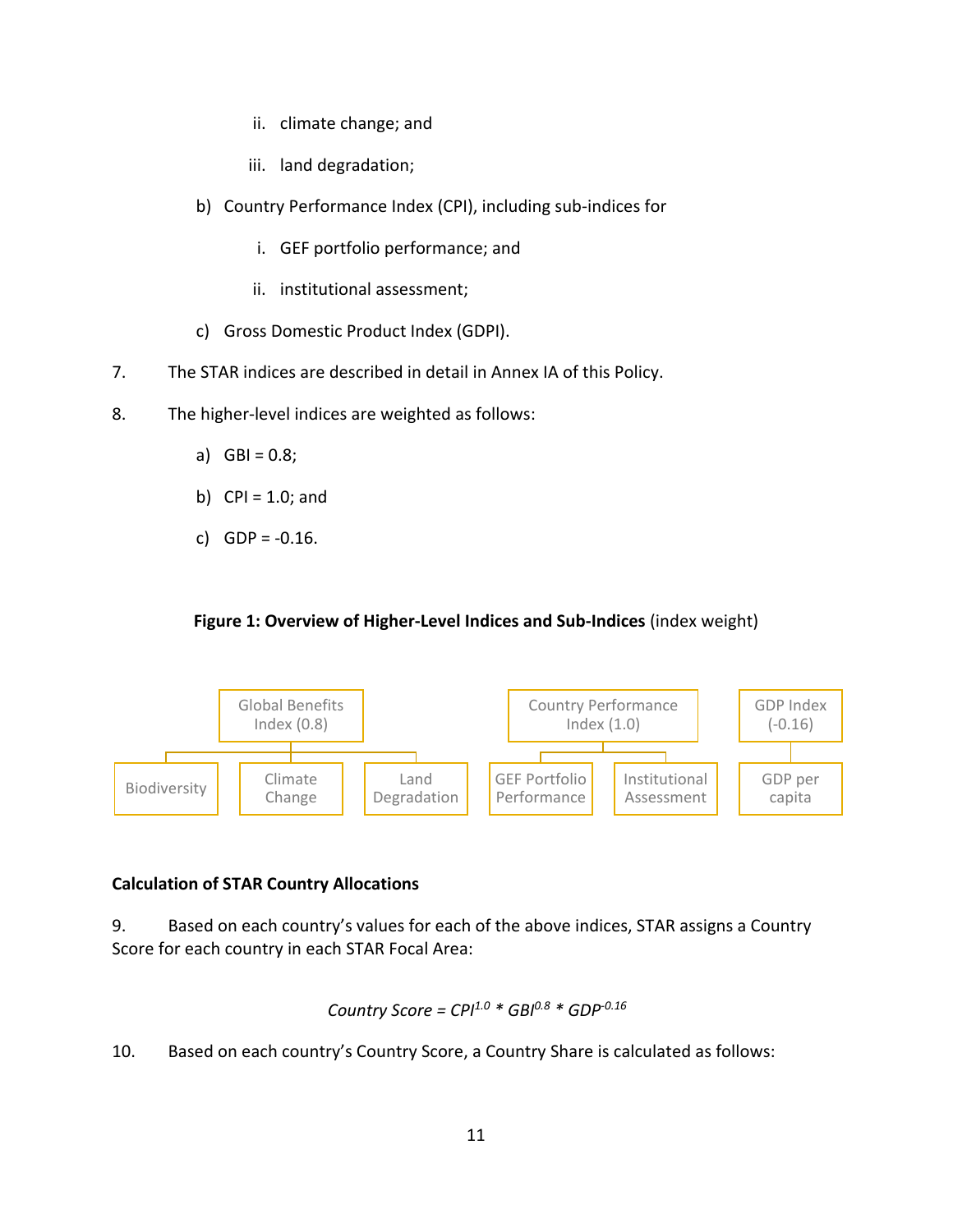ii. climate change; and

   iii. land degradation;

b) Country Performance Index (CPI), including sub-indices for

   i. GEF portfolio performance; and

   ii. institutional assessment;

c) Gross Domestic Product Index (GDPI).

7. The STAR indices are described in detail in Annex IA of this Policy.

8. The higher-level indices are weighted as follows:

a) GBI = 0.8;

b) CPI = 1.0; and

c) GDP = -0.16.

**Figure 1: Overview of Higher-Level Indices and Sub-Indices** (index weight)

- Global Benefits Index (0.8)
  - Biodiversity
  - Climate Change
  - Land Degradation
- Country Performance Index (1.0)
  - GEF Portfolio Performance
  - Institutional Assessment
- GDP Index (-0.16)
  - GDP per capita

**Calculation of STAR Country Allocations**

9. Based on each country's values for each of the above indices, STAR assigns a Country Score for each country in each STAR Focal Area:

$$\textit{Country Score} = CPI^{1.0} * GBI^{0.8} * GDP^{-0.16}$$

10. Based on each country's Country Score, a Country Share is calculated as follows: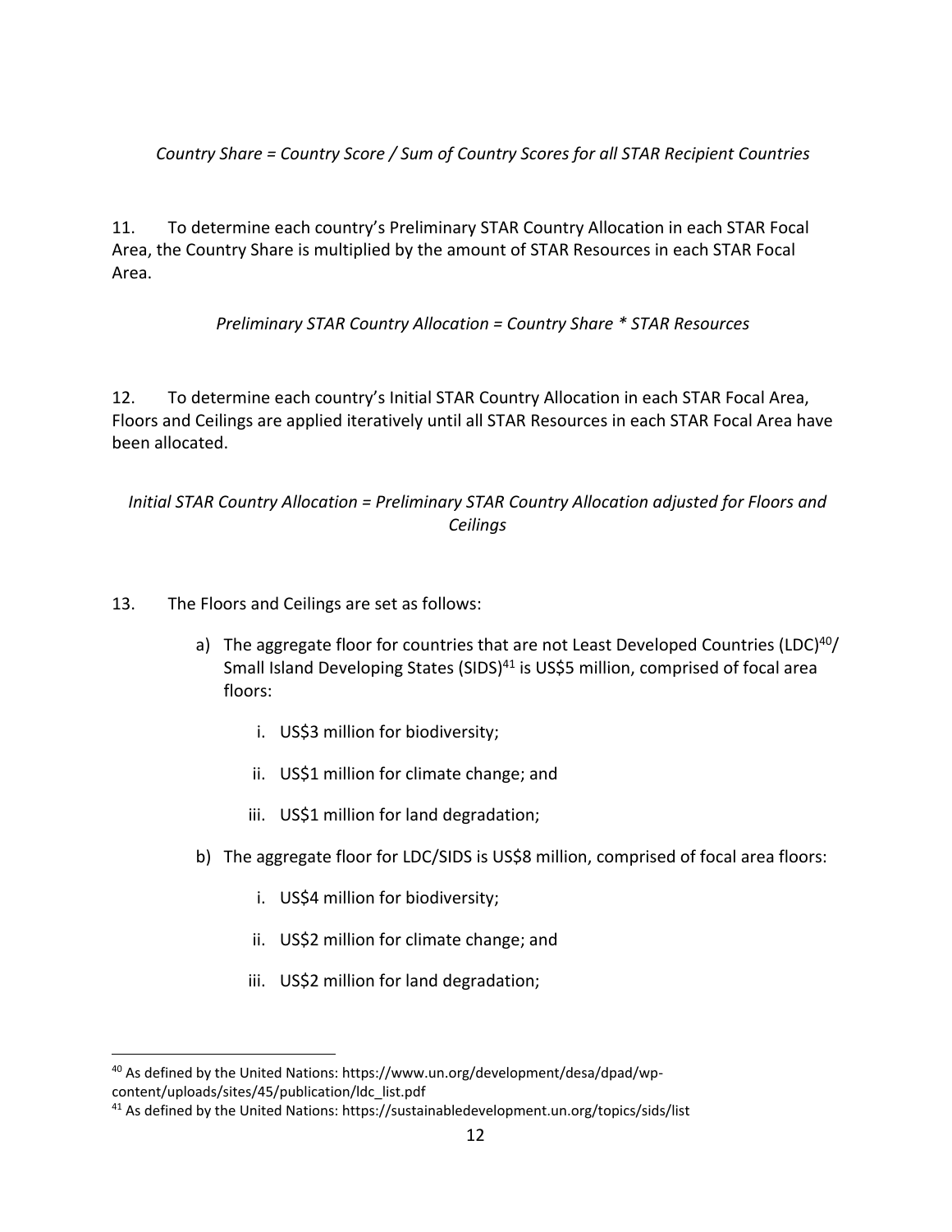*Country Share = Country Score / Sum of Country Scores for all STAR Recipient Countries*

11. To determine each country's Preliminary STAR Country Allocation in each STAR Focal Area, the Country Share is multiplied by the amount of STAR Resources in each STAR Focal Area.

*Preliminary STAR Country Allocation = Country Share * STAR Resources*

12. To determine each country's Initial STAR Country Allocation in each STAR Focal Area, Floors and Ceilings are applied iteratively until all STAR Resources in each STAR Focal Area have been allocated.

*Initial STAR Country Allocation = Preliminary STAR Country Allocation adjusted for Floors and Ceilings*

13. The Floors and Ceilings are set as follows:

a) The aggregate floor for countries that are not Least Developed Countries (LDC)[40]/ Small Island Developing States (SIDS)[41] is US$5 million, comprised of focal area floors:

   i. US$3 million for biodiversity;

   ii. US$1 million for climate change; and

   iii. US$1 million for land degradation;

b) The aggregate floor for LDC/SIDS is US$8 million, comprised of focal area floors:

   i. US$4 million for biodiversity;

   ii. US$2 million for climate change; and

   iii. US$2 million for land degradation;

---

[40] As defined by the United Nations: https://www.un.org/development/desa/dpad/wp-content/uploads/sites/45/publication/ldc_list.pdf

[41] As defined by the United Nations: https://sustainabledevelopment.un.org/topics/sids/list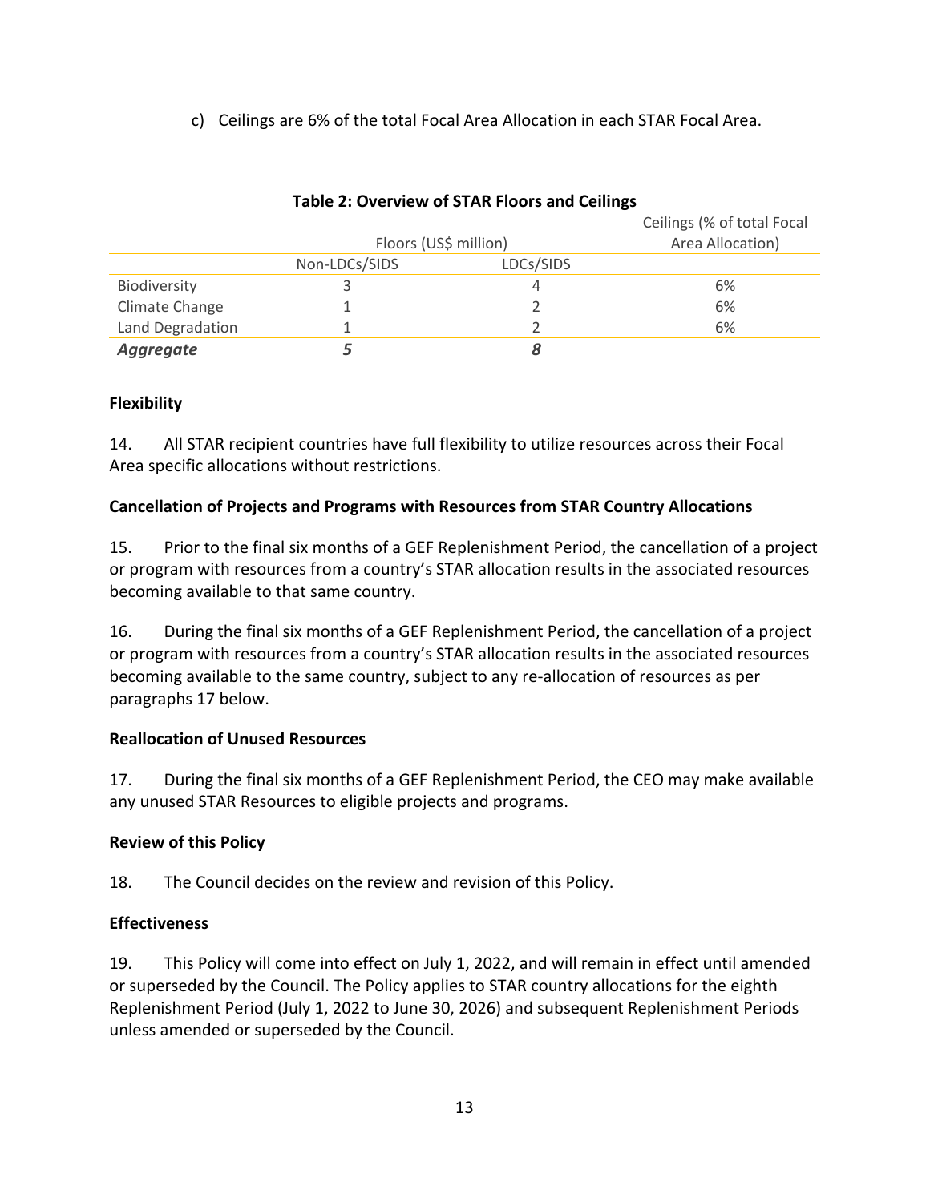c) Ceilings are 6% of the total Focal Area Allocation in each STAR Focal Area.

**Table 2: Overview of STAR Floors and Ceilings**

| | Floors (US$ million) | | Ceilings (% of total Focal Area Allocation) |
|---|---|---|---|
| | Non-LDCs/SIDS | LDCs/SIDS | |
| Biodiversity | 3 | 4 | 6% |
| Climate Change | 1 | 2 | 6% |
| Land Degradation | 1 | 2 | 6% |
| ***Aggregate*** | ***5*** | ***8*** | |

**Flexibility**

14. All STAR recipient countries have full flexibility to utilize resources across their Focal Area specific allocations without restrictions.

**Cancellation of Projects and Programs with Resources from STAR Country Allocations**

15. Prior to the final six months of a GEF Replenishment Period, the cancellation of a project or program with resources from a country's STAR allocation results in the associated resources becoming available to that same country.

16. During the final six months of a GEF Replenishment Period, the cancellation of a project or program with resources from a country's STAR allocation results in the associated resources becoming available to the same country, subject to any re-allocation of resources as per paragraphs 17 below.

**Reallocation of Unused Resources**

17. During the final six months of a GEF Replenishment Period, the CEO may make available any unused STAR Resources to eligible projects and programs.

**Review of this Policy**

18. The Council decides on the review and revision of this Policy.

**Effectiveness**

19. This Policy will come into effect on July 1, 2022, and will remain in effect until amended or superseded by the Council. The Policy applies to STAR country allocations for the eighth Replenishment Period (July 1, 2022 to June 30, 2026) and subsequent Replenishment Periods unless amended or superseded by the Council.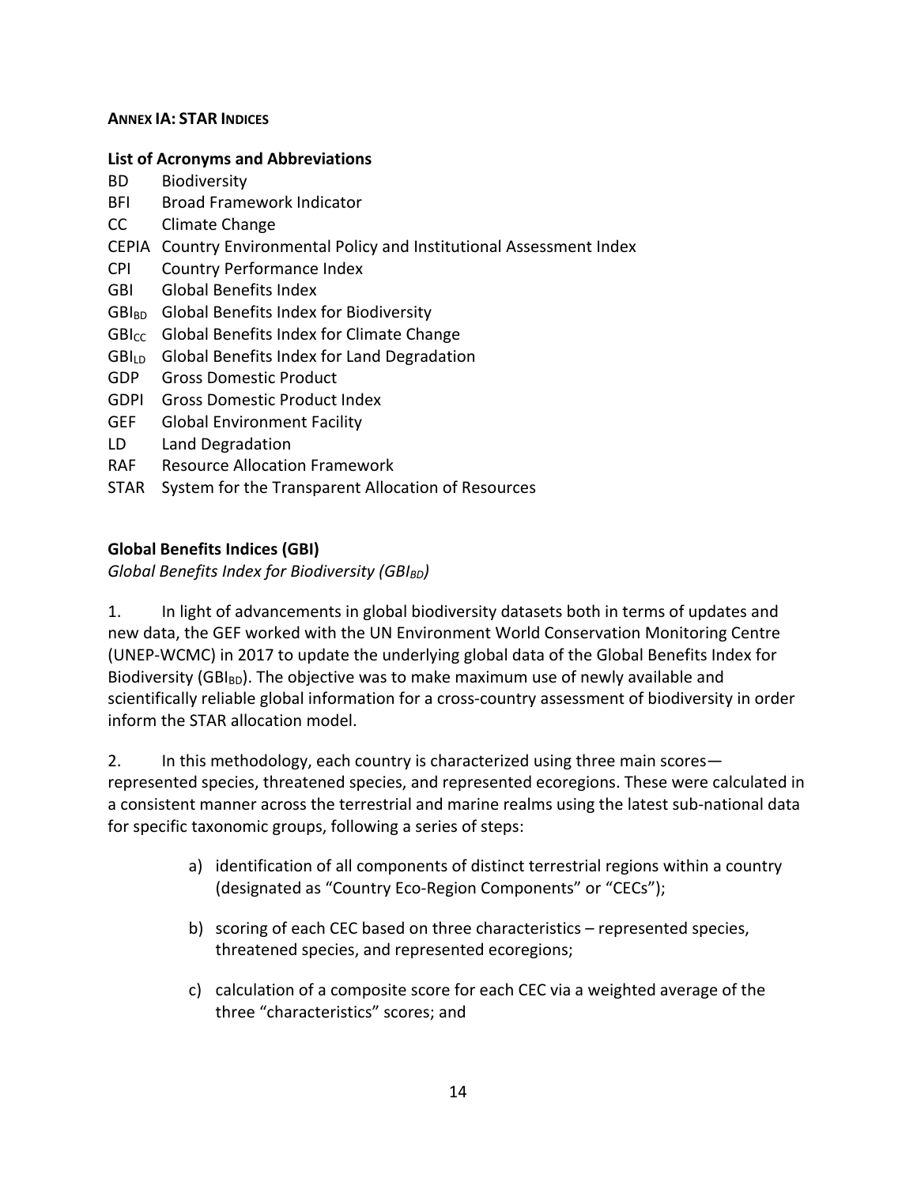**ANNEX IA: STAR INDICES**

**List of Acronyms and Abbreviations**

BD Biodiversity
BFI Broad Framework Indicator
CC Climate Change
CEPIA Country Environmental Policy and Institutional Assessment Index
CPI Country Performance Index
GBI Global Benefits Index
$GBI_{BD}$ Global Benefits Index for Biodiversity
$GBI_{CC}$ Global Benefits Index for Climate Change
$GBI_{LD}$ Global Benefits Index for Land Degradation
GDP Gross Domestic Product
GDPI Gross Domestic Product Index
GEF Global Environment Facility
LD Land Degradation
RAF Resource Allocation Framework
STAR System for the Transparent Allocation of Resources

**Global Benefits Indices (GBI)**

*Global Benefits Index for Biodiversity ($GBI_{BD}$)*

1. In light of advancements in global biodiversity datasets both in terms of updates and new data, the GEF worked with the UN Environment World Conservation Monitoring Centre (UNEP-WCMC) in 2017 to update the underlying global data of the Global Benefits Index for Biodiversity ($GBI_{BD}$). The objective was to make maximum use of newly available and scientifically reliable global information for a cross-country assessment of biodiversity in order inform the STAR allocation model.

2. In this methodology, each country is characterized using three main scores—represented species, threatened species, and represented ecoregions. These were calculated in a consistent manner across the terrestrial and marine realms using the latest sub-national data for specific taxonomic groups, following a series of steps:

a) identification of all components of distinct terrestrial regions within a country (designated as "Country Eco-Region Components" or "CECs");

b) scoring of each CEC based on three characteristics – represented species, threatened species, and represented ecoregions;

c) calculation of a composite score for each CEC via a weighted average of the three "characteristics" scores; and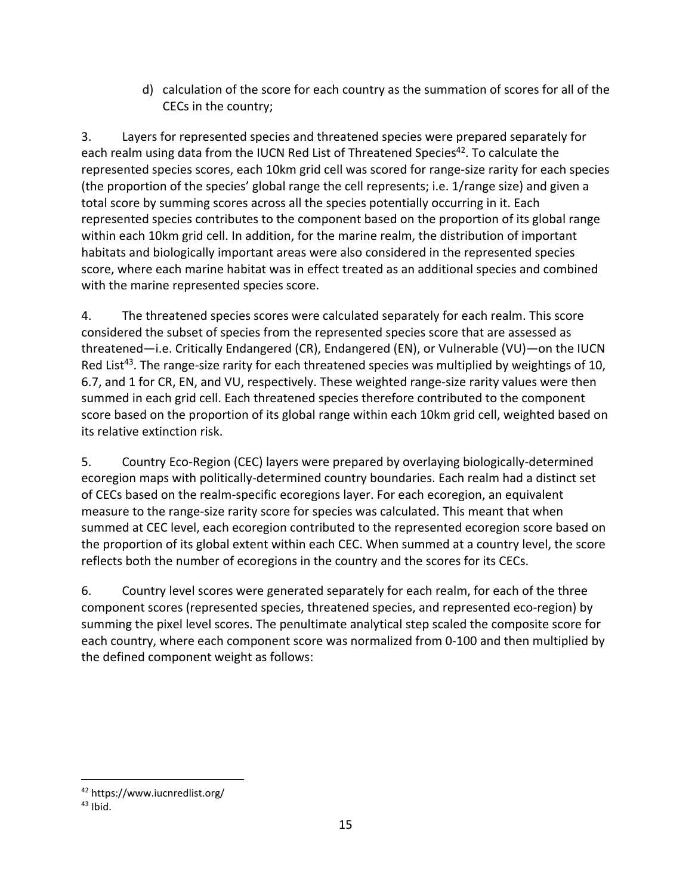d) calculation of the score for each country as the summation of scores for all of the CECs in the country;

3. Layers for represented species and threatened species were prepared separately for each realm using data from the IUCN Red List of Threatened Species[42]. To calculate the represented species scores, each 10km grid cell was scored for range-size rarity for each species (the proportion of the species' global range the cell represents; i.e. 1/range size) and given a total score by summing scores across all the species potentially occurring in it. Each represented species contributes to the component based on the proportion of its global range within each 10km grid cell. In addition, for the marine realm, the distribution of important habitats and biologically important areas were also considered in the represented species score, where each marine habitat was in effect treated as an additional species and combined with the marine represented species score.

4. The threatened species scores were calculated separately for each realm. This score considered the subset of species from the represented species score that are assessed as threatened—i.e. Critically Endangered (CR), Endangered (EN), or Vulnerable (VU)—on the IUCN Red List[43]. The range-size rarity for each threatened species was multiplied by weightings of 10, 6.7, and 1 for CR, EN, and VU, respectively. These weighted range-size rarity values were then summed in each grid cell. Each threatened species therefore contributed to the component score based on the proportion of its global range within each 10km grid cell, weighted based on its relative extinction risk.

5. Country Eco-Region (CEC) layers were prepared by overlaying biologically-determined ecoregion maps with politically-determined country boundaries. Each realm had a distinct set of CECs based on the realm-specific ecoregions layer. For each ecoregion, an equivalent measure to the range-size rarity score for species was calculated. This meant that when summed at CEC level, each ecoregion contributed to the represented ecoregion score based on the proportion of its global extent within each CEC. When summed at a country level, the score reflects both the number of ecoregions in the country and the scores for its CECs.

6. Country level scores were generated separately for each realm, for each of the three component scores (represented species, threatened species, and represented eco-region) by summing the pixel level scores. The penultimate analytical step scaled the composite score for each country, where each component score was normalized from 0-100 and then multiplied by the defined component weight as follows:

---

[42] https://www.iucnredlist.org/

[43] Ibid.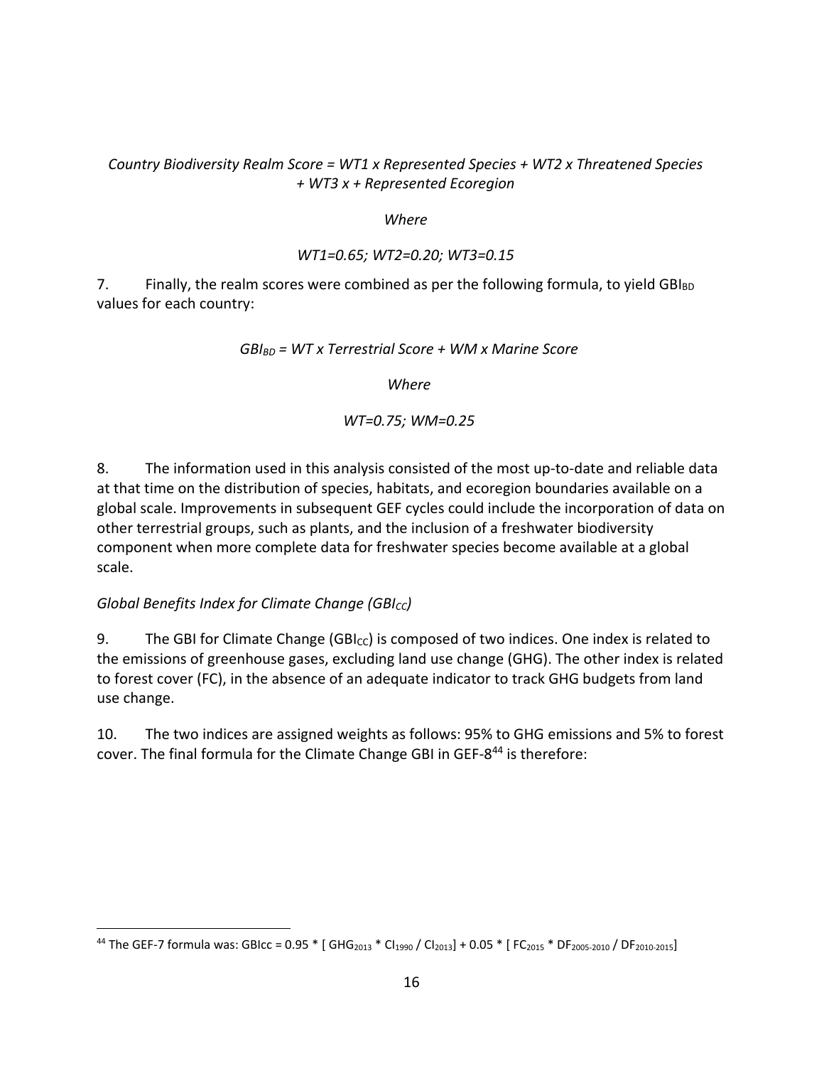*Country Biodiversity Realm Score = WT1 x Represented Species + WT2 x Threatened Species + WT3 x + Represented Ecoregion*

*Where*

*WT1=0.65; WT2=0.20; WT3=0.15*

7. Finally, the realm scores were combined as per the following formula, to yield $GBI_{BD}$ values for each country:

$$GBI_{BD} = WT \times Terrestrial\ Score + WM \times Marine\ Score$$

*Where*

*WT=0.75; WM=0.25*

8. The information used in this analysis consisted of the most up-to-date and reliable data at that time on the distribution of species, habitats, and ecoregion boundaries available on a global scale. Improvements in subsequent GEF cycles could include the incorporation of data on other terrestrial groups, such as plants, and the inclusion of a freshwater biodiversity component when more complete data for freshwater species become available at a global scale.

*Global Benefits Index for Climate Change ($GBI_{CC}$)*

9. The GBI for Climate Change ($GBI_{CC}$) is composed of two indices. One index is related to the emissions of greenhouse gases, excluding land use change (GHG). The other index is related to forest cover (FC), in the absence of an adequate indicator to track GHG budgets from land use change.

10. The two indices are assigned weights as follows: 95% to GHG emissions and 5% to forest cover. The final formula for the Climate Change GBI in GEF-8[44] is therefore:

[44] The GEF-7 formula was: $GBIcc = 0.95 * [ GHG_{2013} * CI_{1990} / CI_{2013}] + 0.05 * [ FC_{2015} * DF_{2005\text{-}2010} / DF_{2010\text{-}2015}]$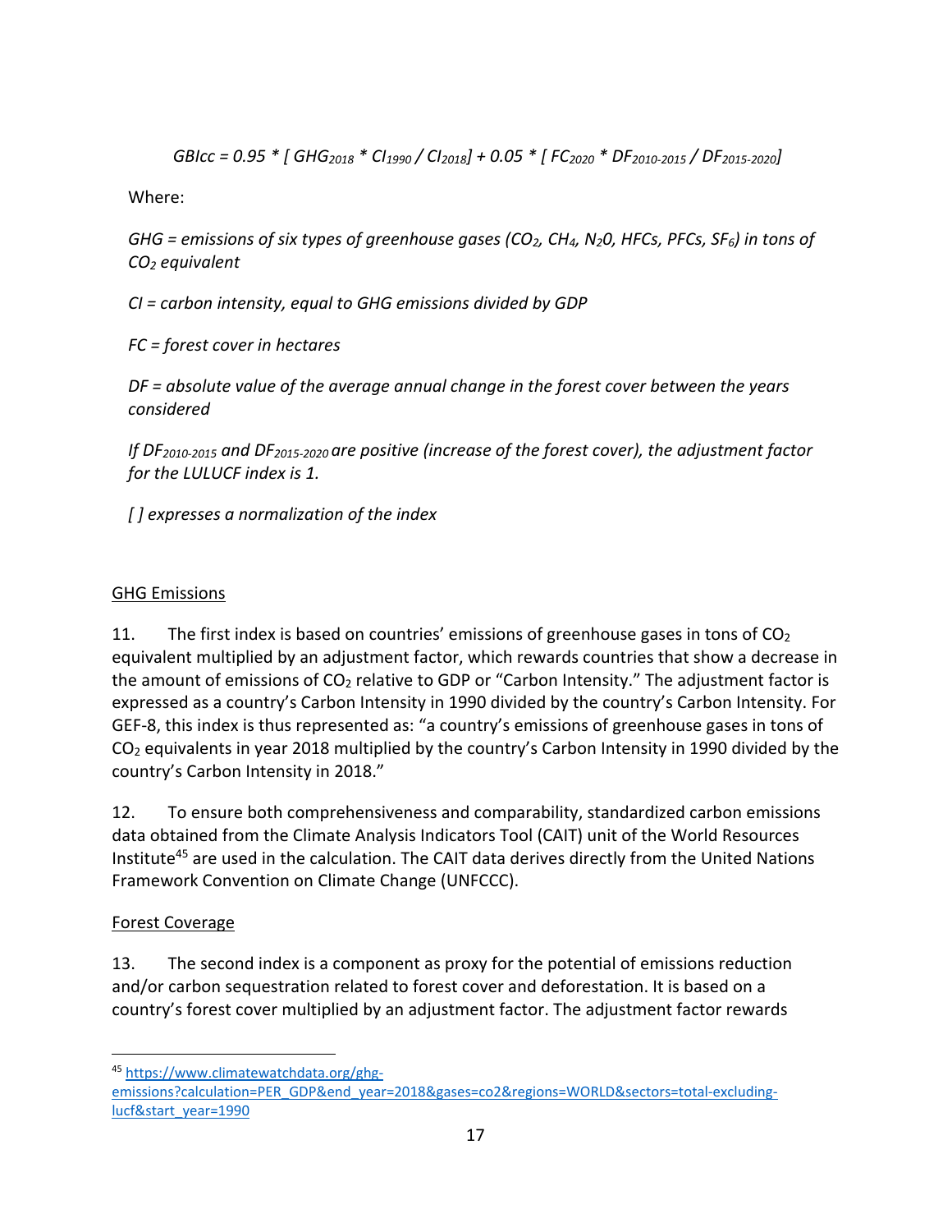$$GBIcc = 0.95 * [\, GHG_{2018} * CI_{1990} / CI_{2018}] + 0.05 * [\, FC_{2020} * DF_{2010\text{-}2015} / DF_{2015\text{-}2020}]$$

Where:

*GHG = emissions of six types of greenhouse gases ($CO_2$, $CH_4$, $N_2O$, HFCs, PFCs, $SF_6$) in tons of $CO_2$ equivalent*

*CI = carbon intensity, equal to GHG emissions divided by GDP*

*FC = forest cover in hectares*

*DF = absolute value of the average annual change in the forest cover between the years considered*

*If $DF_{2010\text{-}2015}$ and $DF_{2015\text{-}2020}$ are positive (increase of the forest cover), the adjustment factor for the LULUCF index is 1.*

*[ ] expresses a normalization of the index*

## GHG Emissions

11. The first index is based on countries' emissions of greenhouse gases in tons of $CO_2$ equivalent multiplied by an adjustment factor, which rewards countries that show a decrease in the amount of emissions of $CO_2$ relative to GDP or "Carbon Intensity." The adjustment factor is expressed as a country's Carbon Intensity in 1990 divided by the country's Carbon Intensity. For GEF-8, this index is thus represented as: "a country's emissions of greenhouse gases in tons of $CO_2$ equivalents in year 2018 multiplied by the country's Carbon Intensity in 1990 divided by the country's Carbon Intensity in 2018."

12. To ensure both comprehensiveness and comparability, standardized carbon emissions data obtained from the Climate Analysis Indicators Tool (CAIT) unit of the World Resources Institute[45] are used in the calculation. The CAIT data derives directly from the United Nations Framework Convention on Climate Change (UNFCCC).

## Forest Coverage

13. The second index is a component as proxy for the potential of emissions reduction and/or carbon sequestration related to forest cover and deforestation. It is based on a country's forest cover multiplied by an adjustment factor. The adjustment factor rewards

---

[45] https://www.climatewatchdata.org/ghg-emissions?calculation=PER_GDP&end_year=2018&gases=co2&regions=WORLD&sectors=total-excluding-lucf&start_year=1990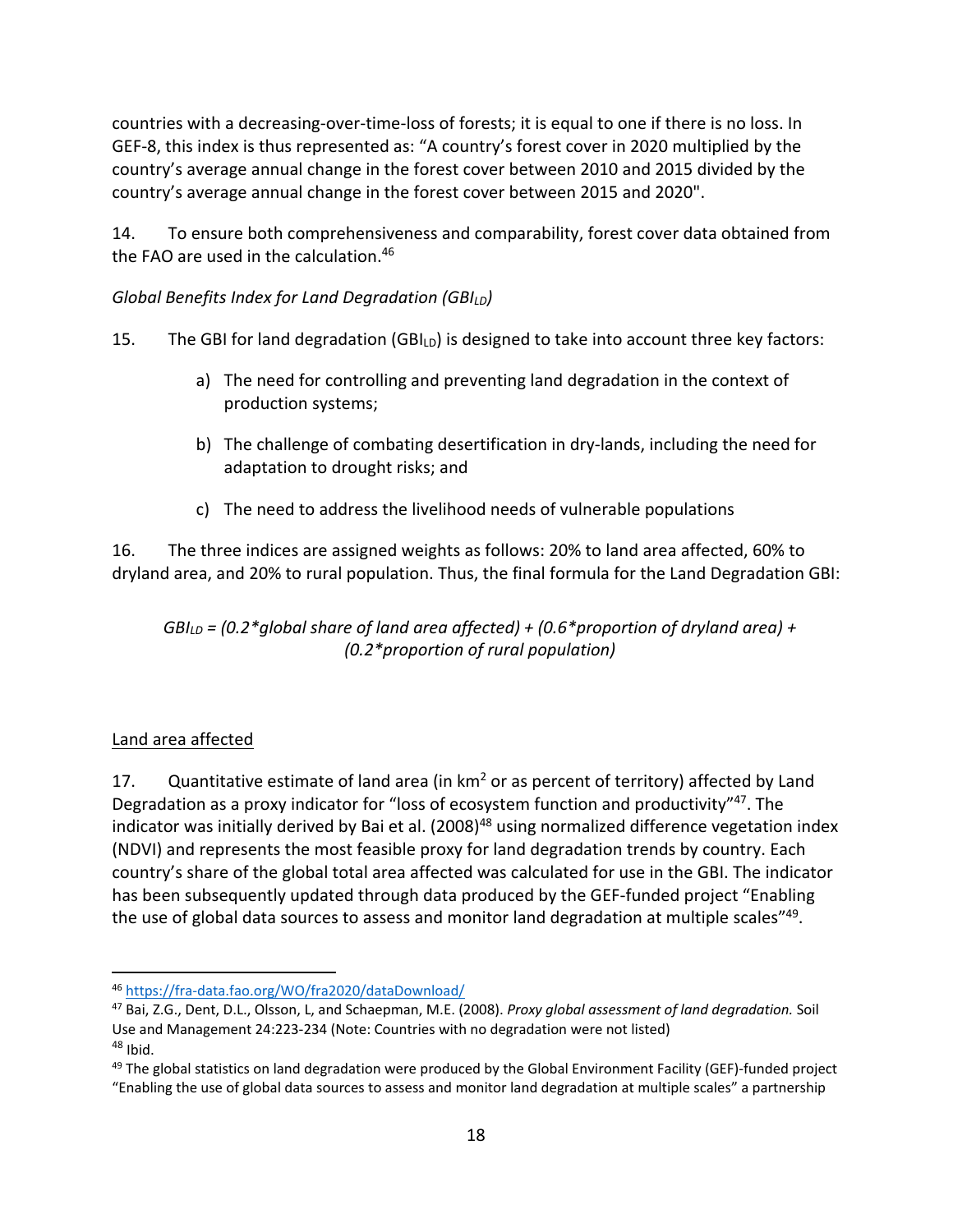countries with a decreasing-over-time-loss of forests; it is equal to one if there is no loss. In GEF-8, this index is thus represented as: "A country's forest cover in 2020 multiplied by the country's average annual change in the forest cover between 2010 and 2015 divided by the country's average annual change in the forest cover between 2015 and 2020".

14. To ensure both comprehensiveness and comparability, forest cover data obtained from the FAO are used in the calculation.[46]

*Global Benefits Index for Land Degradation ($GBI_{LD}$)*

15. The GBI for land degradation ($GBI_{LD}$) is designed to take into account three key factors:

a) The need for controlling and preventing land degradation in the context of production systems;

b) The challenge of combating desertification in dry-lands, including the need for adaptation to drought risks; and

c) The need to address the livelihood needs of vulnerable populations

16. The three indices are assigned weights as follows: 20% to land area affected, 60% to dryland area, and 20% to rural population. Thus, the final formula for the Land Degradation GBI:

$$GBI_{LD} = (0.2 * \text{global share of land area affected}) + (0.6 * \text{proportion of dryland area}) + (0.2 * \text{proportion of rural population})$$

Land area affected

17. Quantitative estimate of land area (in $km^2$ or as percent of territory) affected by Land Degradation as a proxy indicator for "loss of ecosystem function and productivity"[47]. The indicator was initially derived by Bai et al. (2008)[48] using normalized difference vegetation index (NDVI) and represents the most feasible proxy for land degradation trends by country. Each country's share of the global total area affected was calculated for use in the GBI. The indicator has been subsequently updated through data produced by the GEF-funded project "Enabling the use of global data sources to assess and monitor land degradation at multiple scales"[49].

---

[46] https://fra-data.fao.org/WO/fra2020/dataDownload/

[47] Bai, Z.G., Dent, D.L., Olsson, L, and Schaepman, M.E. (2008). *Proxy global assessment of land degradation.* Soil Use and Management 24:223-234 (Note: Countries with no degradation were not listed)

[48] Ibid.

[49] The global statistics on land degradation were produced by the Global Environment Facility (GEF)-funded project "Enabling the use of global data sources to assess and monitor land degradation at multiple scales" a partnership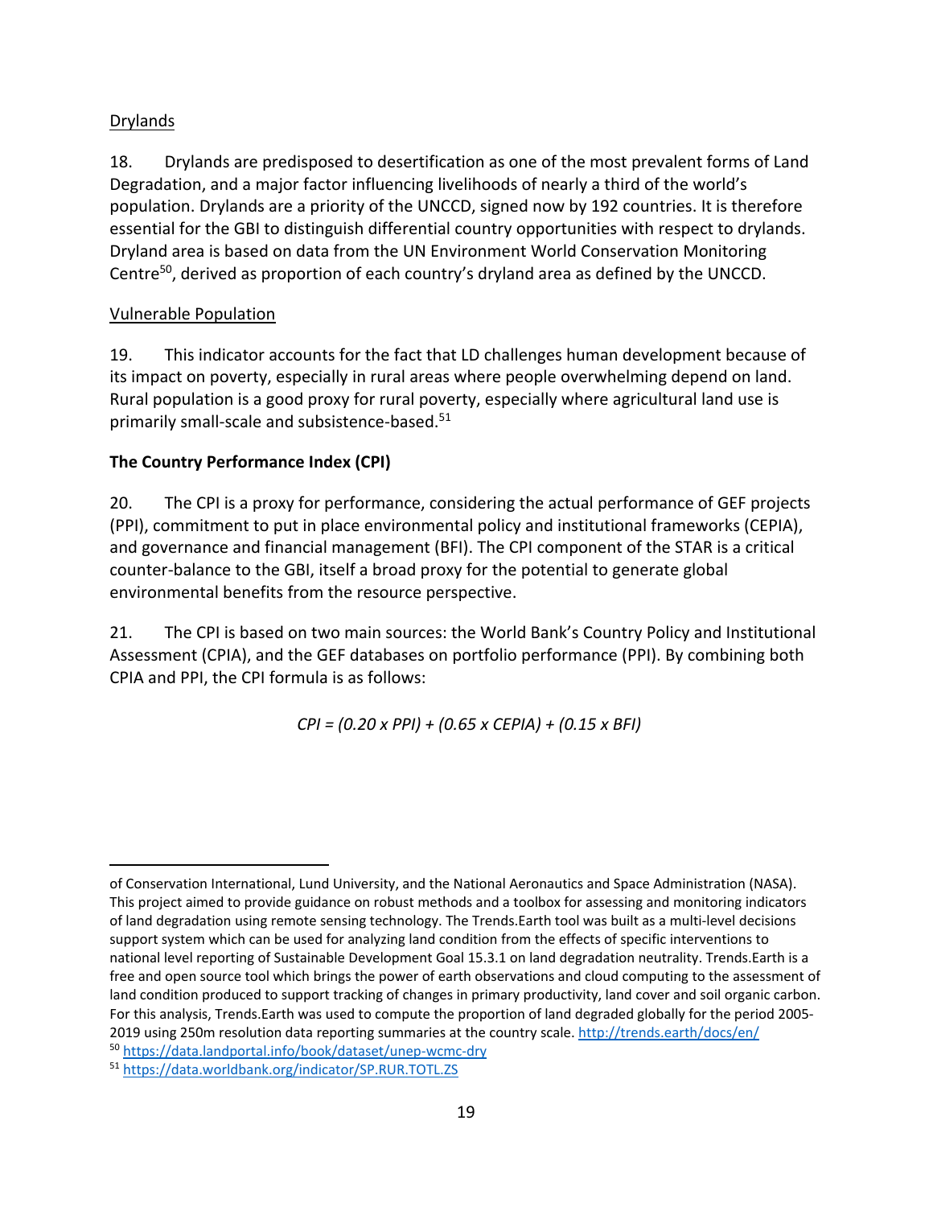Drylands

18. Drylands are predisposed to desertification as one of the most prevalent forms of Land Degradation, and a major factor influencing livelihoods of nearly a third of the world's population. Drylands are a priority of the UNCCD, signed now by 192 countries. It is therefore essential for the GBI to distinguish differential country opportunities with respect to drylands. Dryland area is based on data from the UN Environment World Conservation Monitoring Centre[50], derived as proportion of each country's dryland area as defined by the UNCCD.

Vulnerable Population

19. This indicator accounts for the fact that LD challenges human development because of its impact on poverty, especially in rural areas where people overwhelming depend on land. Rural population is a good proxy for rural poverty, especially where agricultural land use is primarily small-scale and subsistence-based.[51]

**The Country Performance Index (CPI)**

20. The CPI is a proxy for performance, considering the actual performance of GEF projects (PPI), commitment to put in place environmental policy and institutional frameworks (CEPIA), and governance and financial management (BFI). The CPI component of the STAR is a critical counter-balance to the GBI, itself a broad proxy for the potential to generate global environmental benefits from the resource perspective.

21. The CPI is based on two main sources: the World Bank's Country Policy and Institutional Assessment (CPIA), and the GEF databases on portfolio performance (PPI). By combining both CPIA and PPI, the CPI formula is as follows:

$$CPI = (0.20 \times PPI) + (0.65 \times CEPIA) + (0.15 \times BFI)$$

---

of Conservation International, Lund University, and the National Aeronautics and Space Administration (NASA). This project aimed to provide guidance on robust methods and a toolbox for assessing and monitoring indicators of land degradation using remote sensing technology. The Trends.Earth tool was built as a multi-level decisions support system which can be used for analyzing land condition from the effects of specific interventions to national level reporting of Sustainable Development Goal 15.3.1 on land degradation neutrality. Trends.Earth is a free and open source tool which brings the power of earth observations and cloud computing to the assessment of land condition produced to support tracking of changes in primary productivity, land cover and soil organic carbon. For this analysis, Trends.Earth was used to compute the proportion of land degraded globally for the period 2005-2019 using 250m resolution data reporting summaries at the country scale. http://trends.earth/docs/en/

[50] https://data.landportal.info/book/dataset/unep-wcmc-dry

[51] https://data.worldbank.org/indicator/SP.RUR.TOTL.ZS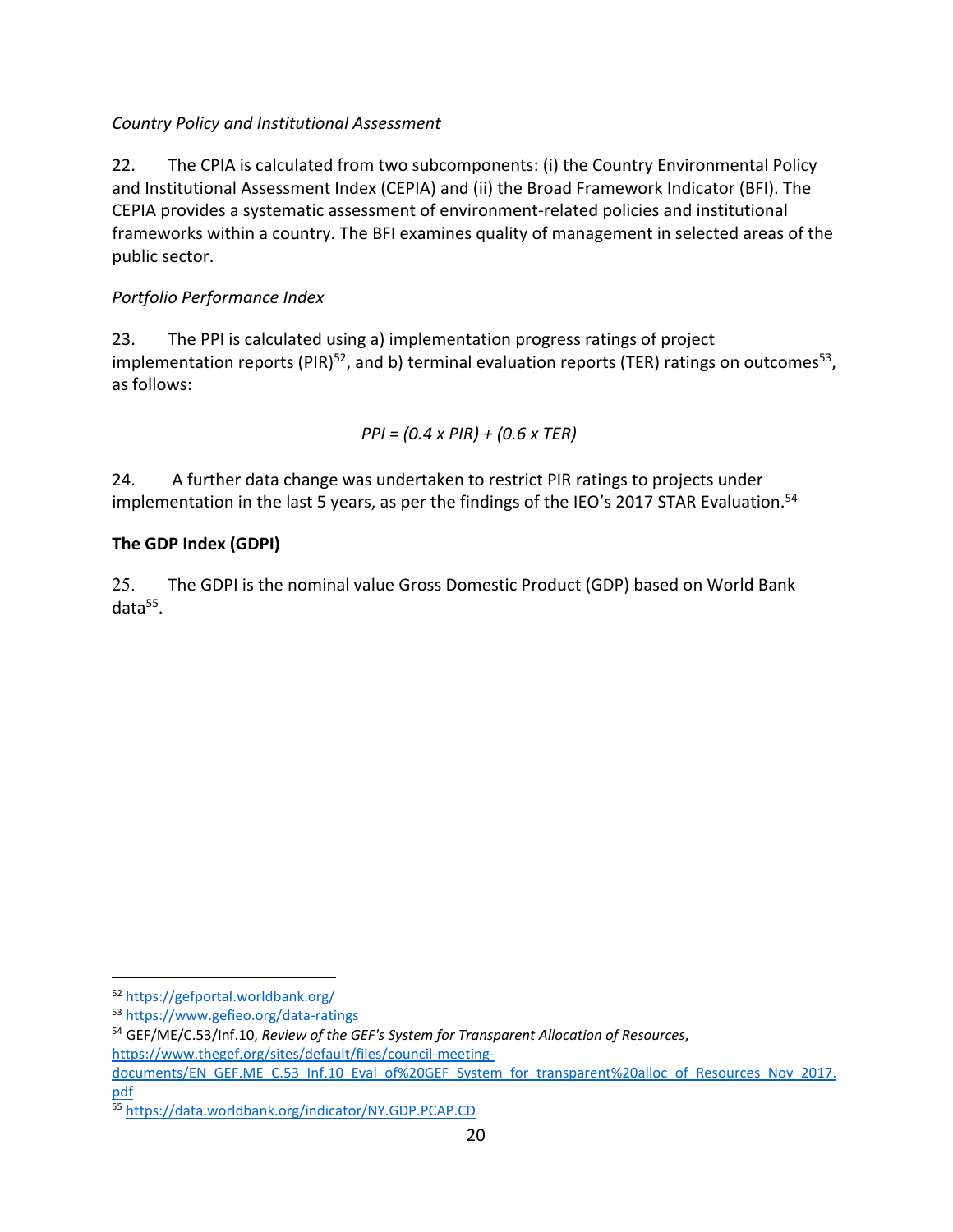*Country Policy and Institutional Assessment*

22. The CPIA is calculated from two subcomponents: (i) the Country Environmental Policy and Institutional Assessment Index (CEPIA) and (ii) the Broad Framework Indicator (BFI). The CEPIA provides a systematic assessment of environment-related policies and institutional frameworks within a country. The BFI examines quality of management in selected areas of the public sector.

*Portfolio Performance Index*

23. The PPI is calculated using a) implementation progress ratings of project implementation reports (PIR)[52], and b) terminal evaluation reports (TER) ratings on outcomes[53], as follows:

$$PPI = (0.4 \times PIR) + (0.6 \times TER)$$

24. A further data change was undertaken to restrict PIR ratings to projects under implementation in the last 5 years, as per the findings of the IEO's 2017 STAR Evaluation.[54]

**The GDP Index (GDPI)**

25. The GDPI is the nominal value Gross Domestic Product (GDP) based on World Bank data[55].

---

[52] https://gefportal.worldbank.org/

[53] https://www.gefieo.org/data-ratings

[54] GEF/ME/C.53/Inf.10, *Review of the GEF's System for Transparent Allocation of Resources*, https://www.thegef.org/sites/default/files/council-meeting-documents/EN_GEF.ME_C.53_Inf.10_Eval_of%20GEF_System_for_transparent%20alloc_of_Resources_Nov_2017.pdf

[55] https://data.worldbank.org/indicator/NY.GDP.PCAP.CD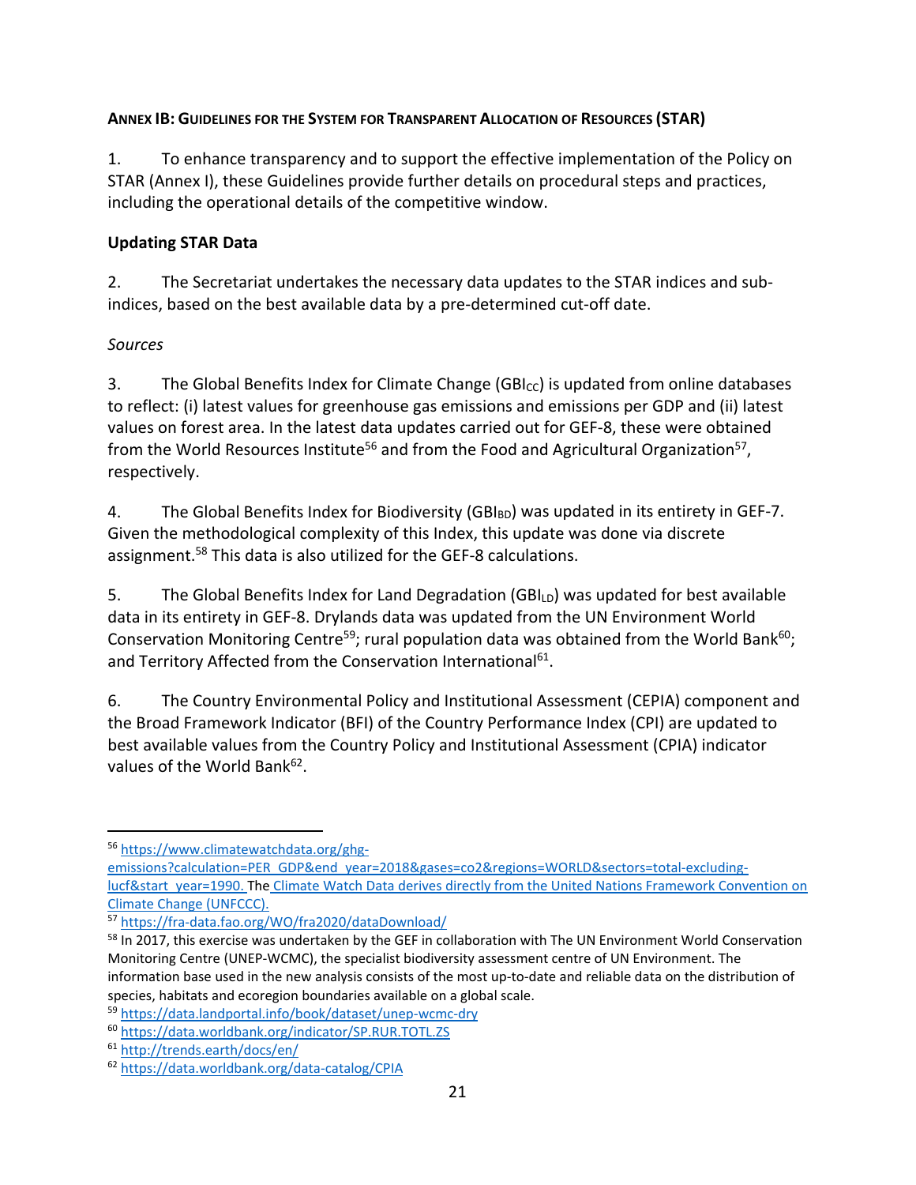**ANNEX IB: GUIDELINES FOR THE SYSTEM FOR TRANSPARENT ALLOCATION OF RESOURCES (STAR)**

1. To enhance transparency and to support the effective implementation of the Policy on STAR (Annex I), these Guidelines provide further details on procedural steps and practices, including the operational details of the competitive window.

**Updating STAR Data**

2. The Secretariat undertakes the necessary data updates to the STAR indices and sub-indices, based on the best available data by a pre-determined cut-off date.

*Sources*

3. The Global Benefits Index for Climate Change ($GBI_{CC}$) is updated from online databases to reflect: (i) latest values for greenhouse gas emissions and emissions per GDP and (ii) latest values on forest area. In the latest data updates carried out for GEF-8, these were obtained from the World Resources Institute[56] and from the Food and Agricultural Organization[57], respectively.

4. The Global Benefits Index for Biodiversity ($GBI_{BD}$) was updated in its entirety in GEF-7. Given the methodological complexity of this Index, this update was done via discrete assignment.[58] This data is also utilized for the GEF-8 calculations.

5. The Global Benefits Index for Land Degradation ($GBI_{LD}$) was updated for best available data in its entirety in GEF-8. Drylands data was updated from the UN Environment World Conservation Monitoring Centre[59]; rural population data was obtained from the World Bank[60]; and Territory Affected from the Conservation International[61].

6. The Country Environmental Policy and Institutional Assessment (CEPIA) component and the Broad Framework Indicator (BFI) of the Country Performance Index (CPI) are updated to best available values from the Country Policy and Institutional Assessment (CPIA) indicator values of the World Bank[62].

---

[56] https://www.climatewatchdata.org/ghg-emissions?calculation=PER_GDP&end_year=2018&gases=co2&regions=WORLD&sectors=total-excluding-lucf&start_year=1990. The Climate Watch Data derives directly from the United Nations Framework Convention on Climate Change (UNFCCC).

[57] https://fra-data.fao.org/WO/fra2020/dataDownload/

[58] In 2017, this exercise was undertaken by the GEF in collaboration with The UN Environment World Conservation Monitoring Centre (UNEP-WCMC), the specialist biodiversity assessment centre of UN Environment. The information base used in the new analysis consists of the most up-to-date and reliable data on the distribution of species, habitats and ecoregion boundaries available on a global scale.

[59] https://data.landportal.info/book/dataset/unep-wcmc-dry

[60] https://data.worldbank.org/indicator/SP.RUR.TOTL.ZS

[61] http://trends.earth/docs/en/

[62] https://data.worldbank.org/data-catalog/CPIA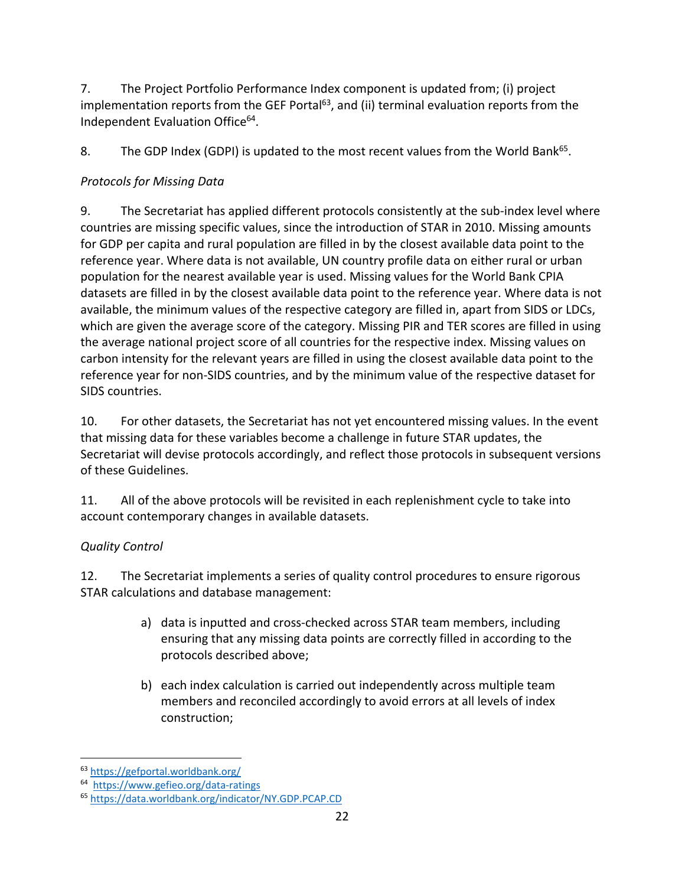7. The Project Portfolio Performance Index component is updated from; (i) project implementation reports from the GEF Portal[63], and (ii) terminal evaluation reports from the Independent Evaluation Office[64].

8. The GDP Index (GDPI) is updated to the most recent values from the World Bank[65].

*Protocols for Missing Data*

9. The Secretariat has applied different protocols consistently at the sub-index level where countries are missing specific values, since the introduction of STAR in 2010. Missing amounts for GDP per capita and rural population are filled in by the closest available data point to the reference year. Where data is not available, UN country profile data on either rural or urban population for the nearest available year is used. Missing values for the World Bank CPIA datasets are filled in by the closest available data point to the reference year. Where data is not available, the minimum values of the respective category are filled in, apart from SIDS or LDCs, which are given the average score of the category. Missing PIR and TER scores are filled in using the average national project score of all countries for the respective index. Missing values on carbon intensity for the relevant years are filled in using the closest available data point to the reference year for non-SIDS countries, and by the minimum value of the respective dataset for SIDS countries.

10. For other datasets, the Secretariat has not yet encountered missing values. In the event that missing data for these variables become a challenge in future STAR updates, the Secretariat will devise protocols accordingly, and reflect those protocols in subsequent versions of these Guidelines.

11. All of the above protocols will be revisited in each replenishment cycle to take into account contemporary changes in available datasets.

*Quality Control*

12. The Secretariat implements a series of quality control procedures to ensure rigorous STAR calculations and database management:

a) data is inputted and cross-checked across STAR team members, including ensuring that any missing data points are correctly filled in according to the protocols described above;

b) each index calculation is carried out independently across multiple team members and reconciled accordingly to avoid errors at all levels of index construction;

[63] https://gefportal.worldbank.org/

[64] https://www.gefieo.org/data-ratings

[65] https://data.worldbank.org/indicator/NY.GDP.PCAP.CD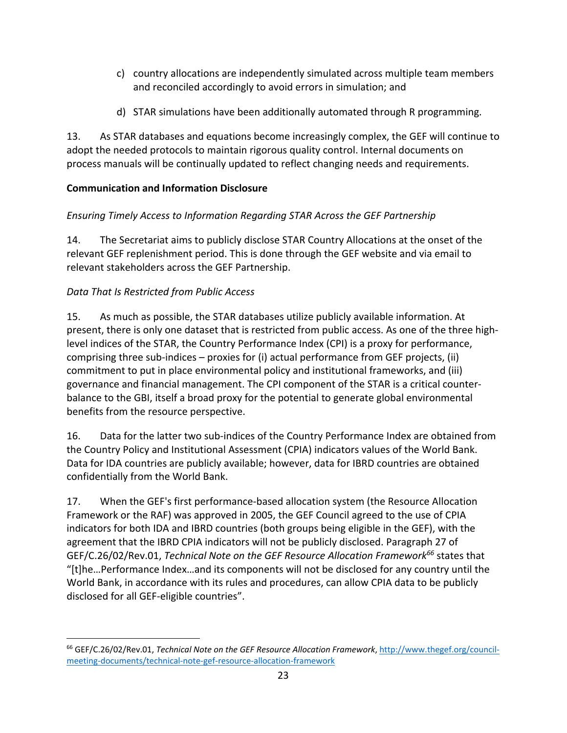c) country allocations are independently simulated across multiple team members and reconciled accordingly to avoid errors in simulation; and

d) STAR simulations have been additionally automated through R programming.

13. As STAR databases and equations become increasingly complex, the GEF will continue to adopt the needed protocols to maintain rigorous quality control. Internal documents on process manuals will be continually updated to reflect changing needs and requirements.

**Communication and Information Disclosure**

*Ensuring Timely Access to Information Regarding STAR Across the GEF Partnership*

14. The Secretariat aims to publicly disclose STAR Country Allocations at the onset of the relevant GEF replenishment period. This is done through the GEF website and via email to relevant stakeholders across the GEF Partnership.

*Data That Is Restricted from Public Access*

15. As much as possible, the STAR databases utilize publicly available information. At present, there is only one dataset that is restricted from public access. As one of the three high-level indices of the STAR, the Country Performance Index (CPI) is a proxy for performance, comprising three sub-indices – proxies for (i) actual performance from GEF projects, (ii) commitment to put in place environmental policy and institutional frameworks, and (iii) governance and financial management. The CPI component of the STAR is a critical counter-balance to the GBI, itself a broad proxy for the potential to generate global environmental benefits from the resource perspective.

16. Data for the latter two sub-indices of the Country Performance Index are obtained from the Country Policy and Institutional Assessment (CPIA) indicators values of the World Bank. Data for IDA countries are publicly available; however, data for IBRD countries are obtained confidentially from the World Bank.

17. When the GEF's first performance-based allocation system (the Resource Allocation Framework or the RAF) was approved in 2005, the GEF Council agreed to the use of CPIA indicators for both IDA and IBRD countries (both groups being eligible in the GEF), with the agreement that the IBRD CPIA indicators will not be publicly disclosed. Paragraph 27 of GEF/C.26/02/Rev.01, *Technical Note on the GEF Resource Allocation Framework*[66] states that "[t]he…Performance Index…and its components will not be disclosed for any country until the World Bank, in accordance with its rules and procedures, can allow CPIA data to be publicly disclosed for all GEF-eligible countries".

---

[66] GEF/C.26/02/Rev.01, *Technical Note on the GEF Resource Allocation Framework*, http://www.thegef.org/council-meeting-documents/technical-note-gef-resource-allocation-framework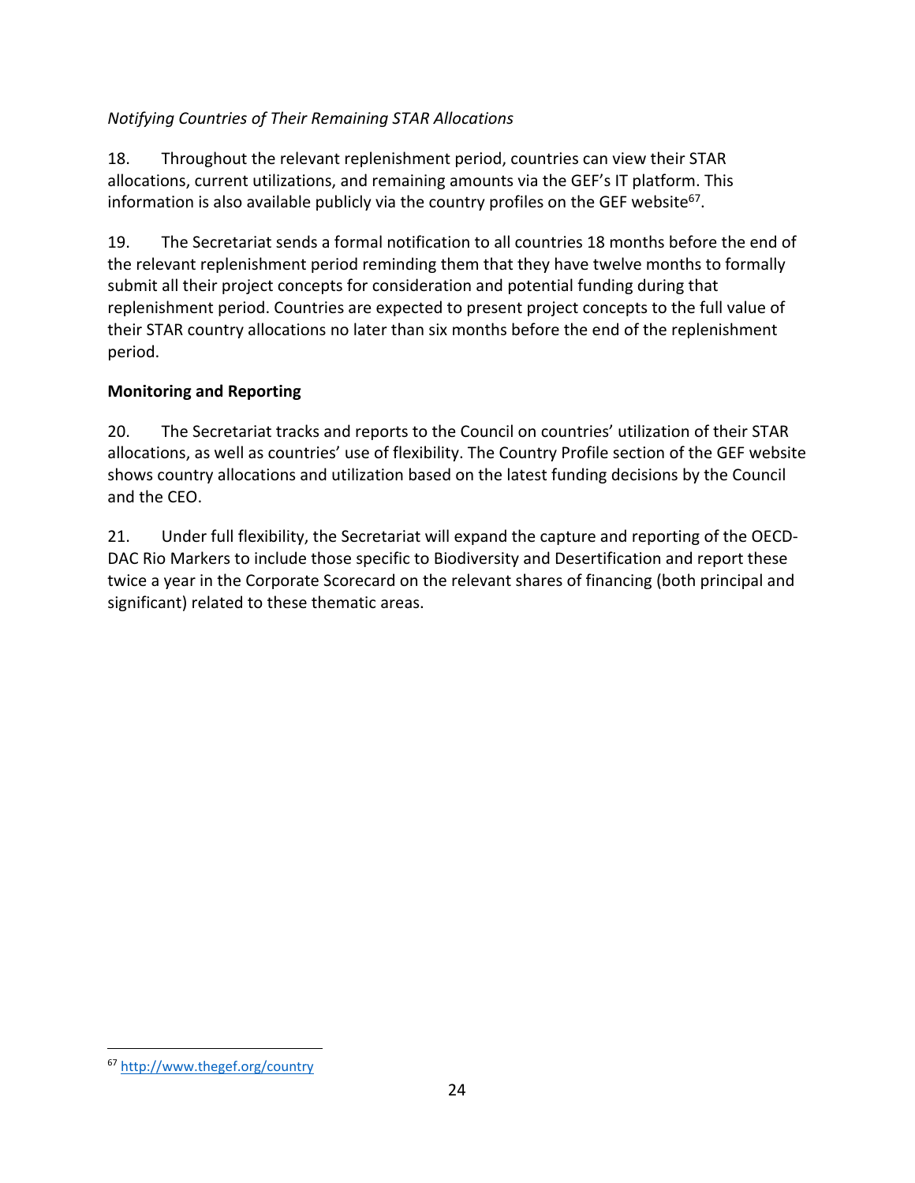*Notifying Countries of Their Remaining STAR Allocations*

18. Throughout the relevant replenishment period, countries can view their STAR allocations, current utilizations, and remaining amounts via the GEF's IT platform. This information is also available publicly via the country profiles on the GEF website[67].

19. The Secretariat sends a formal notification to all countries 18 months before the end of the relevant replenishment period reminding them that they have twelve months to formally submit all their project concepts for consideration and potential funding during that replenishment period. Countries are expected to present project concepts to the full value of their STAR country allocations no later than six months before the end of the replenishment period.

**Monitoring and Reporting**

20. The Secretariat tracks and reports to the Council on countries' utilization of their STAR allocations, as well as countries' use of flexibility. The Country Profile section of the GEF website shows country allocations and utilization based on the latest funding decisions by the Council and the CEO.

21. Under full flexibility, the Secretariat will expand the capture and reporting of the OECD-DAC Rio Markers to include those specific to Biodiversity and Desertification and report these twice a year in the Corporate Scorecard on the relevant shares of financing (both principal and significant) related to these thematic areas.

[67] http://www.thegef.org/country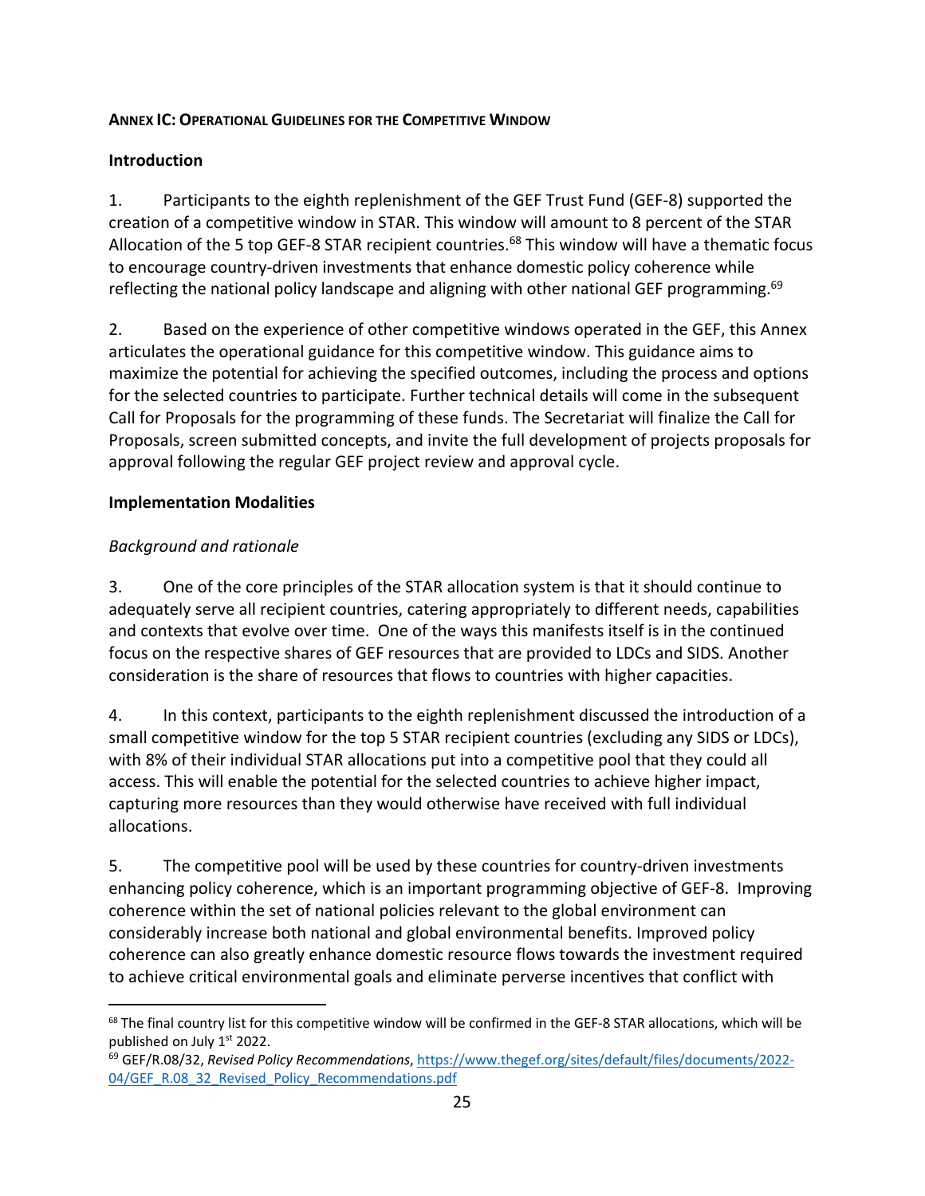**ANNEX IC: OPERATIONAL GUIDELINES FOR THE COMPETITIVE WINDOW**

**Introduction**

1. Participants to the eighth replenishment of the GEF Trust Fund (GEF-8) supported the creation of a competitive window in STAR. This window will amount to 8 percent of the STAR Allocation of the 5 top GEF-8 STAR recipient countries.[68] This window will have a thematic focus to encourage country-driven investments that enhance domestic policy coherence while reflecting the national policy landscape and aligning with other national GEF programming.[69]

2. Based on the experience of other competitive windows operated in the GEF, this Annex articulates the operational guidance for this competitive window. This guidance aims to maximize the potential for achieving the specified outcomes, including the process and options for the selected countries to participate. Further technical details will come in the subsequent Call for Proposals for the programming of these funds. The Secretariat will finalize the Call for Proposals, screen submitted concepts, and invite the full development of projects proposals for approval following the regular GEF project review and approval cycle.

**Implementation Modalities**

*Background and rationale*

3. One of the core principles of the STAR allocation system is that it should continue to adequately serve all recipient countries, catering appropriately to different needs, capabilities and contexts that evolve over time. One of the ways this manifests itself is in the continued focus on the respective shares of GEF resources that are provided to LDCs and SIDS. Another consideration is the share of resources that flows to countries with higher capacities.

4. In this context, participants to the eighth replenishment discussed the introduction of a small competitive window for the top 5 STAR recipient countries (excluding any SIDS or LDCs), with 8% of their individual STAR allocations put into a competitive pool that they could all access. This will enable the potential for the selected countries to achieve higher impact, capturing more resources than they would otherwise have received with full individual allocations.

5. The competitive pool will be used by these countries for country-driven investments enhancing policy coherence, which is an important programming objective of GEF-8. Improving coherence within the set of national policies relevant to the global environment can considerably increase both national and global environmental benefits. Improved policy coherence can also greatly enhance domestic resource flows towards the investment required to achieve critical environmental goals and eliminate perverse incentives that conflict with

[68] The final country list for this competitive window will be confirmed in the GEF-8 STAR allocations, which will be published on July 1st 2022.

[69] GEF/R.08/32, *Revised Policy Recommendations*, https://www.thegef.org/sites/default/files/documents/2022-04/GEF_R.08_32_Revised_Policy_Recommendations.pdf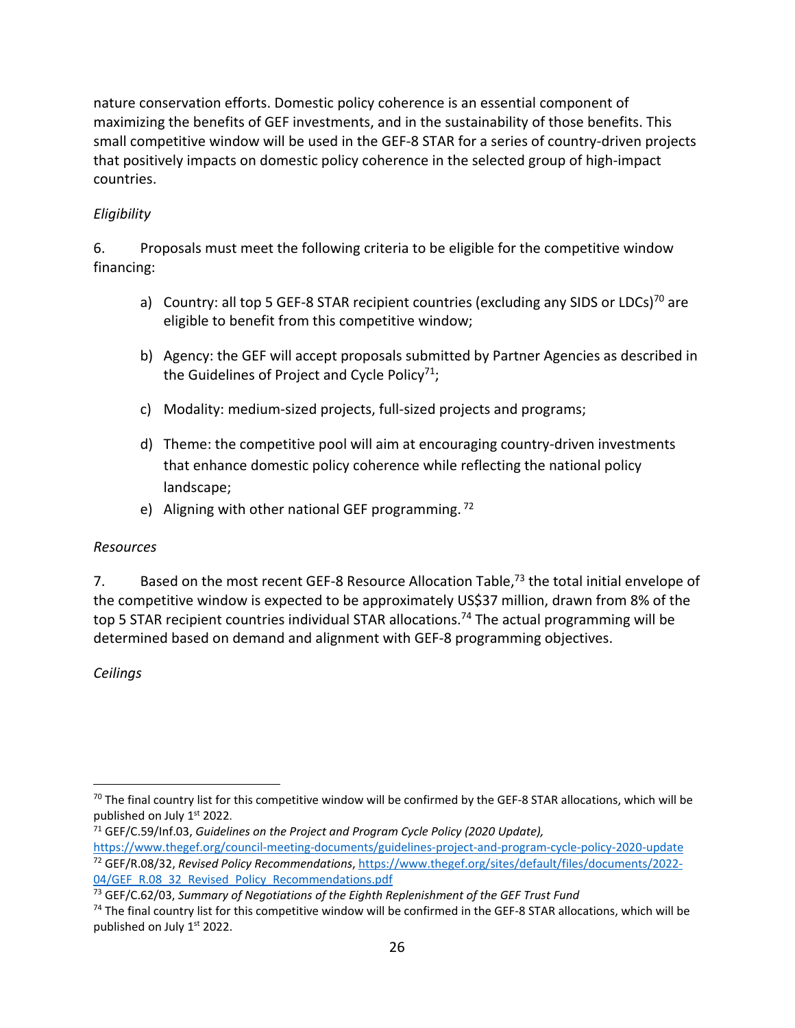nature conservation efforts. Domestic policy coherence is an essential component of maximizing the benefits of GEF investments, and in the sustainability of those benefits. This small competitive window will be used in the GEF-8 STAR for a series of country-driven projects that positively impacts on domestic policy coherence in the selected group of high-impact countries.

*Eligibility*

6. Proposals must meet the following criteria to be eligible for the competitive window financing:

a) Country: all top 5 GEF-8 STAR recipient countries (excluding any SIDS or LDCs)[70] are eligible to benefit from this competitive window;

b) Agency: the GEF will accept proposals submitted by Partner Agencies as described in the Guidelines of Project and Cycle Policy[71];

c) Modality: medium-sized projects, full-sized projects and programs;

d) Theme: the competitive pool will aim at encouraging country-driven investments that enhance domestic policy coherence while reflecting the national policy landscape;

e) Aligning with other national GEF programming. [72]

*Resources*

7. Based on the most recent GEF-8 Resource Allocation Table,[73] the total initial envelope of the competitive window is expected to be approximately US$37 million, drawn from 8% of the top 5 STAR recipient countries individual STAR allocations.[74] The actual programming will be determined based on demand and alignment with GEF-8 programming objectives.

*Ceilings*

---

[70] The final country list for this competitive window will be confirmed by the GEF-8 STAR allocations, which will be published on July 1st 2022.

[71] GEF/C.59/Inf.03, *Guidelines on the Project and Program Cycle Policy (2020 Update),* https://www.thegef.org/council-meeting-documents/guidelines-project-and-program-cycle-policy-2020-update

[72] GEF/R.08/32, *Revised Policy Recommendations*, https://www.thegef.org/sites/default/files/documents/2022-04/GEF_R.08_32_Revised_Policy_Recommendations.pdf

[73] GEF/C.62/03, *Summary of Negotiations of the Eighth Replenishment of the GEF Trust Fund*

[74] The final country list for this competitive window will be confirmed in the GEF-8 STAR allocations, which will be published on July 1st 2022.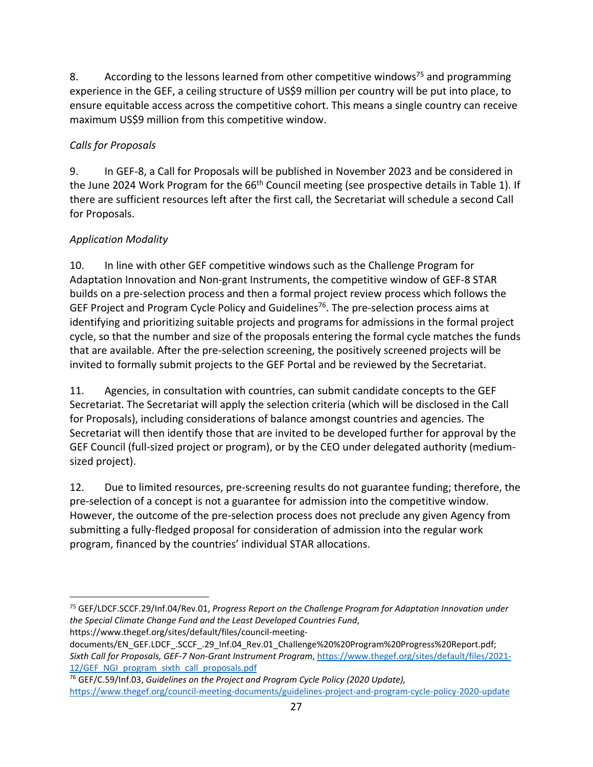8. According to the lessons learned from other competitive windows[75] and programming experience in the GEF, a ceiling structure of US$9 million per country will be put into place, to ensure equitable access across the competitive cohort. This means a single country can receive maximum US$9 million from this competitive window.

*Calls for Proposals*

9. In GEF-8, a Call for Proposals will be published in November 2023 and be considered in the June 2024 Work Program for the 66th Council meeting (see prospective details in Table 1). If there are sufficient resources left after the first call, the Secretariat will schedule a second Call for Proposals.

*Application Modality*

10. In line with other GEF competitive windows such as the Challenge Program for Adaptation Innovation and Non-grant Instruments, the competitive window of GEF-8 STAR builds on a pre-selection process and then a formal project review process which follows the GEF Project and Program Cycle Policy and Guidelines[76]. The pre-selection process aims at identifying and prioritizing suitable projects and programs for admissions in the formal project cycle, so that the number and size of the proposals entering the formal cycle matches the funds that are available. After the pre-selection screening, the positively screened projects will be invited to formally submit projects to the GEF Portal and be reviewed by the Secretariat.

11. Agencies, in consultation with countries, can submit candidate concepts to the GEF Secretariat. The Secretariat will apply the selection criteria (which will be disclosed in the Call for Proposals), including considerations of balance amongst countries and agencies. The Secretariat will then identify those that are invited to be developed further for approval by the GEF Council (full-sized project or program), or by the CEO under delegated authority (medium-sized project).

12. Due to limited resources, pre-screening results do not guarantee funding; therefore, the pre-selection of a concept is not a guarantee for admission into the competitive window. However, the outcome of the pre-selection process does not preclude any given Agency from submitting a fully-fledged proposal for consideration of admission into the regular work program, financed by the countries' individual STAR allocations.

---

[75] GEF/LDCF.SCCF.29/Inf.04/Rev.01, *Progress Report on the Challenge Program for Adaptation Innovation under the Special Climate Change Fund and the Least Developed Countries Fund*, https://www.thegef.org/sites/default/files/council-meeting-documents/EN_GEF.LDCF_.SCCF_.29_Inf.04_Rev.01_Challenge%20%20Program%20Progress%20Report.pdf; *Sixth Call for Proposals, GEF-7 Non-Grant Instrument Program*, https://www.thegef.org/sites/default/files/2021-12/GEF_NGI_program_sixth_call_proposals.pdf

[76] GEF/C.59/Inf.03, *Guidelines on the Project and Program Cycle Policy (2020 Update),* https://www.thegef.org/council-meeting-documents/guidelines-project-and-program-cycle-policy-2020-update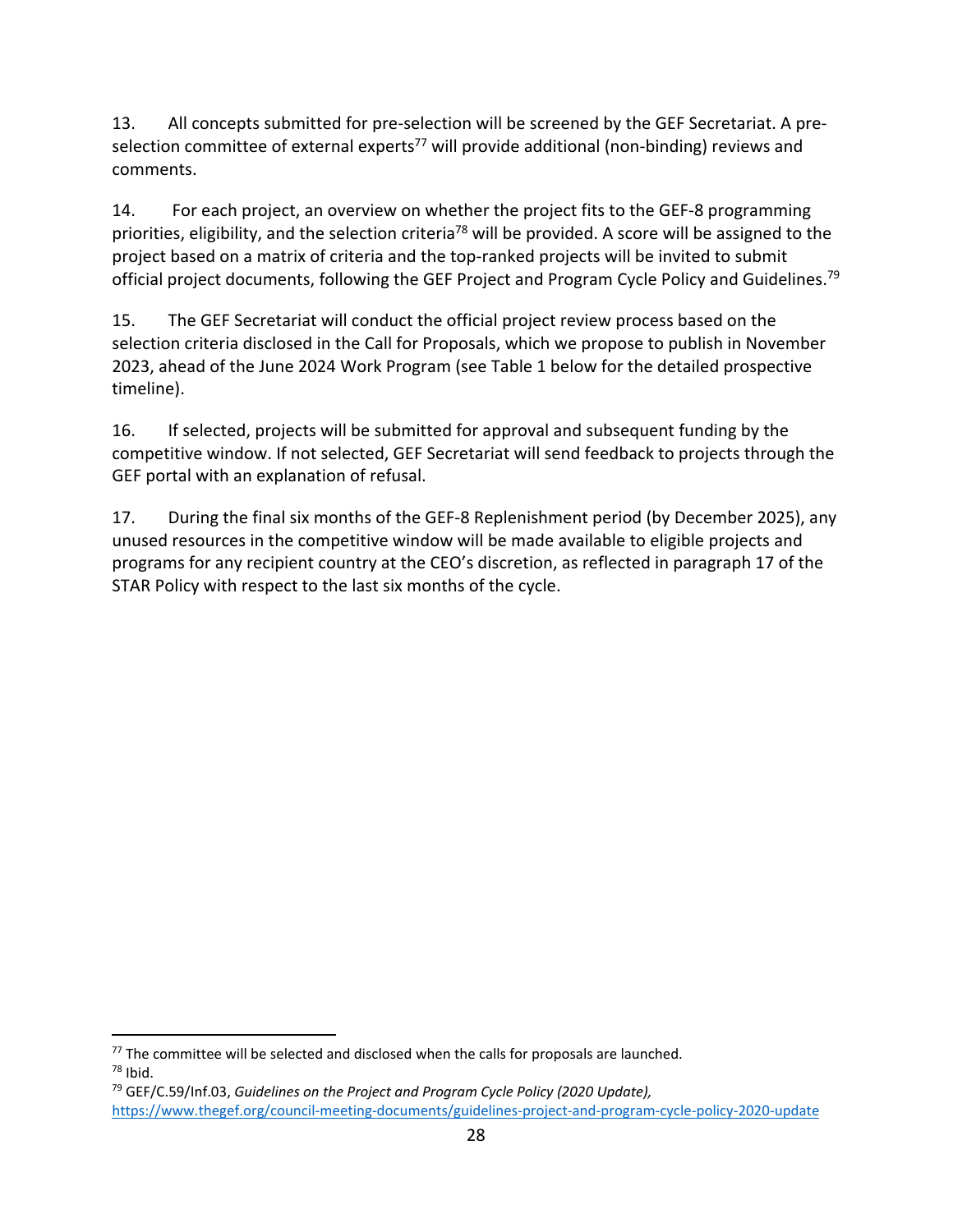13. All concepts submitted for pre-selection will be screened by the GEF Secretariat. A pre-selection committee of external experts[77] will provide additional (non-binding) reviews and comments.

14. For each project, an overview on whether the project fits to the GEF-8 programming priorities, eligibility, and the selection criteria[78] will be provided. A score will be assigned to the project based on a matrix of criteria and the top-ranked projects will be invited to submit official project documents, following the GEF Project and Program Cycle Policy and Guidelines.[79]

15. The GEF Secretariat will conduct the official project review process based on the selection criteria disclosed in the Call for Proposals, which we propose to publish in November 2023, ahead of the June 2024 Work Program (see Table 1 below for the detailed prospective timeline).

16. If selected, projects will be submitted for approval and subsequent funding by the competitive window. If not selected, GEF Secretariat will send feedback to projects through the GEF portal with an explanation of refusal.

17. During the final six months of the GEF-8 Replenishment period (by December 2025), any unused resources in the competitive window will be made available to eligible projects and programs for any recipient country at the CEO's discretion, as reflected in paragraph 17 of the STAR Policy with respect to the last six months of the cycle.

---

[77] The committee will be selected and disclosed when the calls for proposals are launched.

[78] Ibid.

[79] GEF/C.59/Inf.03, *Guidelines on the Project and Program Cycle Policy (2020 Update),* https://www.thegef.org/council-meeting-documents/guidelines-project-and-program-cycle-policy-2020-update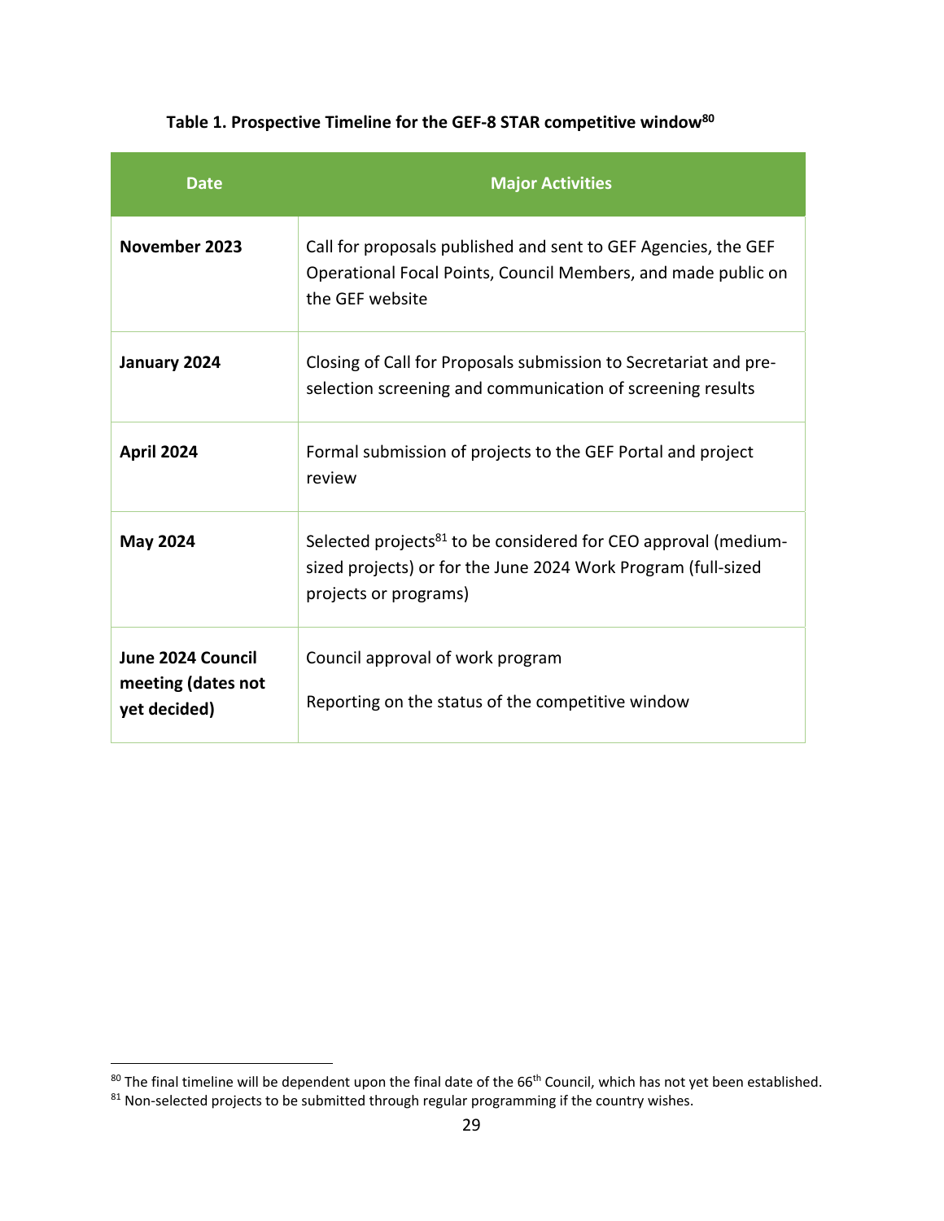**Table 1. Prospective Timeline for the GEF-8 STAR competitive window[80]**

| Date | Major Activities |
|---|---|
| **November 2023** | Call for proposals published and sent to GEF Agencies, the GEF Operational Focal Points, Council Members, and made public on the GEF website |
| **January 2024** | Closing of Call for Proposals submission to Secretariat and pre-selection screening and communication of screening results |
| **April 2024** | Formal submission of projects to the GEF Portal and project review |
| **May 2024** | Selected projects[81] to be considered for CEO approval (medium-sized projects) or for the June 2024 Work Program (full-sized projects or programs) |
| **June 2024 Council meeting (dates not yet decided)** | Council approval of work program<br><br>Reporting on the status of the competitive window |

[80] The final timeline will be dependent upon the final date of the 66th Council, which has not yet been established.
[81] Non-selected projects to be submitted through regular programming if the country wishes.